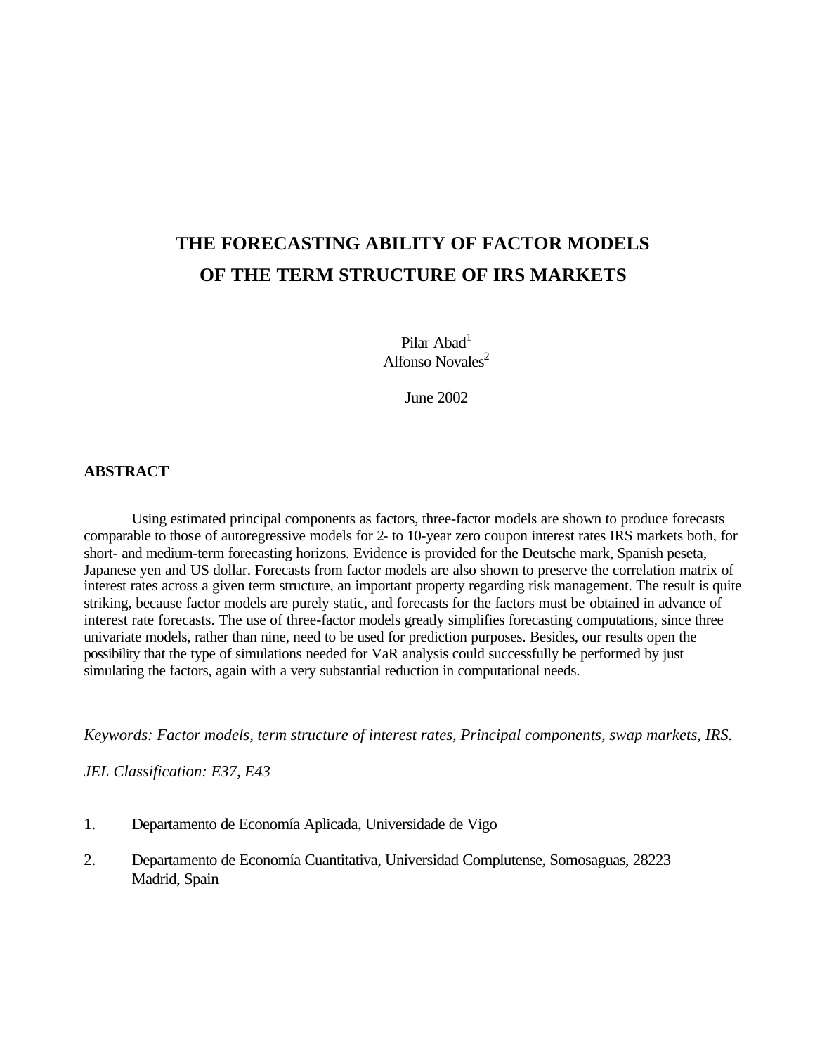# THE FORECASTING ABILITY OF FACTOR MODELS OF THE TERM STRUCTURE OF IRS MARKETS

Pilar Abad[1]
Alfonso Novales[2]

June 2002

## ABSTRACT

Using estimated principal components as factors, three-factor models are shown to produce forecasts comparable to those of autoregressive models for 2- to 10-year zero coupon interest rates IRS markets both, for short- and medium-term forecasting horizons. Evidence is provided for the Deutsche mark, Spanish peseta, Japanese yen and US dollar. Forecasts from factor models are also shown to preserve the correlation matrix of interest rates across a given term structure, an important property regarding risk management. The result is quite striking, because factor models are purely static, and forecasts for the factors must be obtained in advance of interest rate forecasts. The use of three-factor models greatly simplifies forecasting computations, since three univariate models, rather than nine, need to be used for prediction purposes. Besides, our results open the possibility that the type of simulations needed for VaR analysis could successfully be performed by just simulating the factors, again with a very substantial reduction in computational needs.

*Keywords: Factor models, term structure of interest rates, Principal components, swap markets, IRS.*

*JEL Classification: E37, E43*

1. Departamento de Economía Aplicada, Universidade de Vigo

2. Departamento de Economía Cuantitativa, Universidad Complutense, Somosaguas, 28223 Madrid, Spain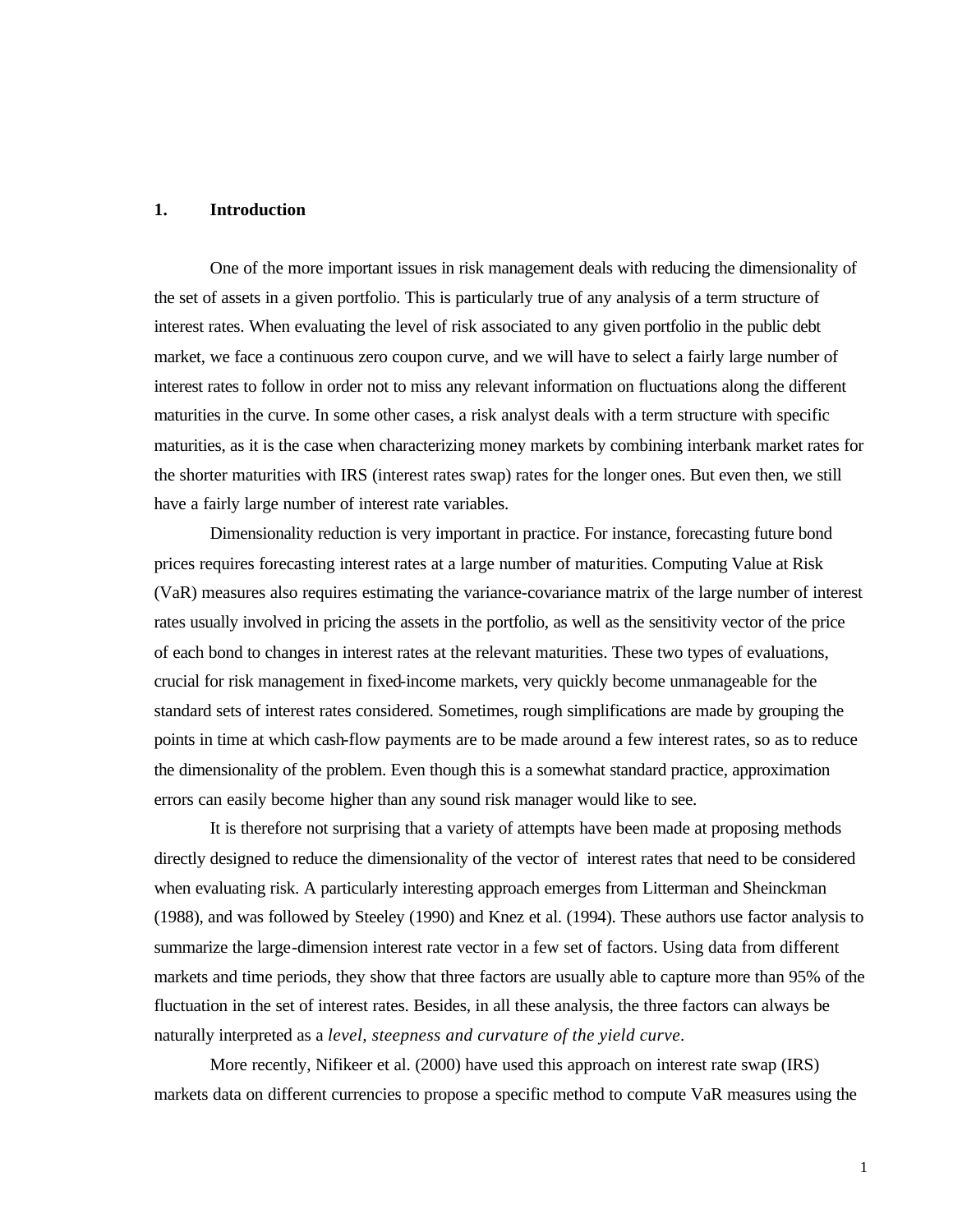## 1. Introduction

One of the more important issues in risk management deals with reducing the dimensionality of the set of assets in a given portfolio. This is particularly true of any analysis of a term structure of interest rates. When evaluating the level of risk associated to any given portfolio in the public debt market, we face a continuous zero coupon curve, and we will have to select a fairly large number of interest rates to follow in order not to miss any relevant information on fluctuations along the different maturities in the curve. In some other cases, a risk analyst deals with a term structure with specific maturities, as it is the case when characterizing money markets by combining interbank market rates for the shorter maturities with IRS (interest rates swap) rates for the longer ones. But even then, we still have a fairly large number of interest rate variables.

Dimensionality reduction is very important in practice. For instance, forecasting future bond prices requires forecasting interest rates at a large number of maturities. Computing Value at Risk (VaR) measures also requires estimating the variance-covariance matrix of the large number of interest rates usually involved in pricing the assets in the portfolio, as well as the sensitivity vector of the price of each bond to changes in interest rates at the relevant maturities. These two types of evaluations, crucial for risk management in fixed-income markets, very quickly become unmanageable for the standard sets of interest rates considered. Sometimes, rough simplifications are made by grouping the points in time at which cash-flow payments are to be made around a few interest rates, so as to reduce the dimensionality of the problem. Even though this is a somewhat standard practice, approximation errors can easily become higher than any sound risk manager would like to see.

It is therefore not surprising that a variety of attempts have been made at proposing methods directly designed to reduce the dimensionality of the vector of interest rates that need to be considered when evaluating risk. A particularly interesting approach emerges from Litterman and Sheinckman (1988), and was followed by Steeley (1990) and Knez et al. (1994). These authors use factor analysis to summarize the large-dimension interest rate vector in a few set of factors. Using data from different markets and time periods, they show that three factors are usually able to capture more than 95% of the fluctuation in the set of interest rates. Besides, in all these analysis, the three factors can always be naturally interpreted as a *level, steepness and curvature of the yield curve*.

More recently, Nifikeer et al. (2000) have used this approach on interest rate swap (IRS) markets data on different currencies to propose a specific method to compute VaR measures using the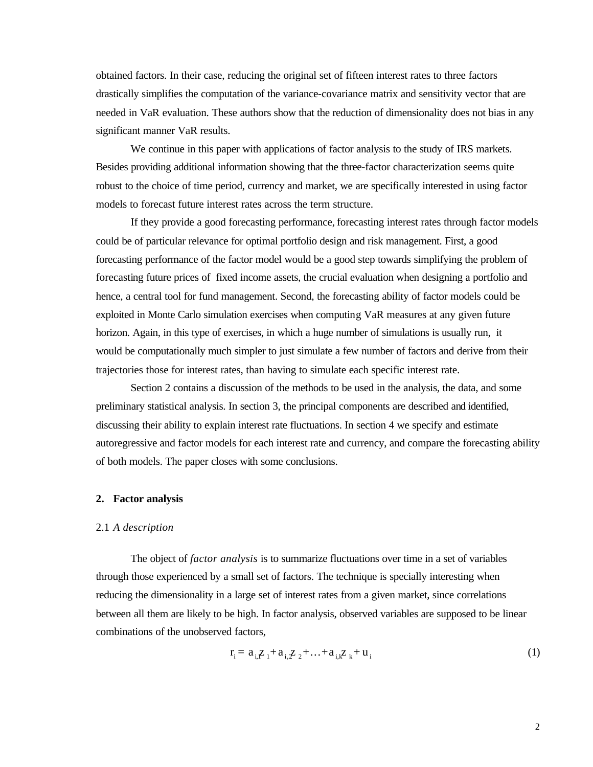obtained factors. In their case, reducing the original set of fifteen interest rates to three factors drastically simplifies the computation of the variance-covariance matrix and sensitivity vector that are needed in VaR evaluation. These authors show that the reduction of dimensionality does not bias in any significant manner VaR results.

We continue in this paper with applications of factor analysis to the study of IRS markets. Besides providing additional information showing that the three-factor characterization seems quite robust to the choice of time period, currency and market, we are specifically interested in using factor models to forecast future interest rates across the term structure.

If they provide a good forecasting performance, forecasting interest rates through factor models could be of particular relevance for optimal portfolio design and risk management. First, a good forecasting performance of the factor model would be a good step towards simplifying the problem of forecasting future prices of fixed income assets, the crucial evaluation when designing a portfolio and hence, a central tool for fund management. Second, the forecasting ability of factor models could be exploited in Monte Carlo simulation exercises when computing VaR measures at any given future horizon. Again, in this type of exercises, in which a huge number of simulations is usually run, it would be computationally much simpler to just simulate a few number of factors and derive from their trajectories those for interest rates, than having to simulate each specific interest rate.

Section 2 contains a discussion of the methods to be used in the analysis, the data, and some preliminary statistical analysis. In section 3, the principal components are described and identified, discussing their ability to explain interest rate fluctuations. In section 4 we specify and estimate autoregressive and factor models for each interest rate and currency, and compare the forecasting ability of both models. The paper closes with some conclusions.

## 2. Factor analysis

### 2.1 *A description*

The object of *factor analysis* is to summarize fluctuations over time in a set of variables through those experienced by a small set of factors. The technique is specially interesting when reducing the dimensionality in a large set of interest rates from a given market, since correlations between all them are likely to be high. In factor analysis, observed variables are supposed to be linear combinations of the unobserved factors,

$$r_i = a_{i,1} z_1 + a_{i,2} z_2 + \ldots + a_{i,k} z_k + u_i \tag{1}$$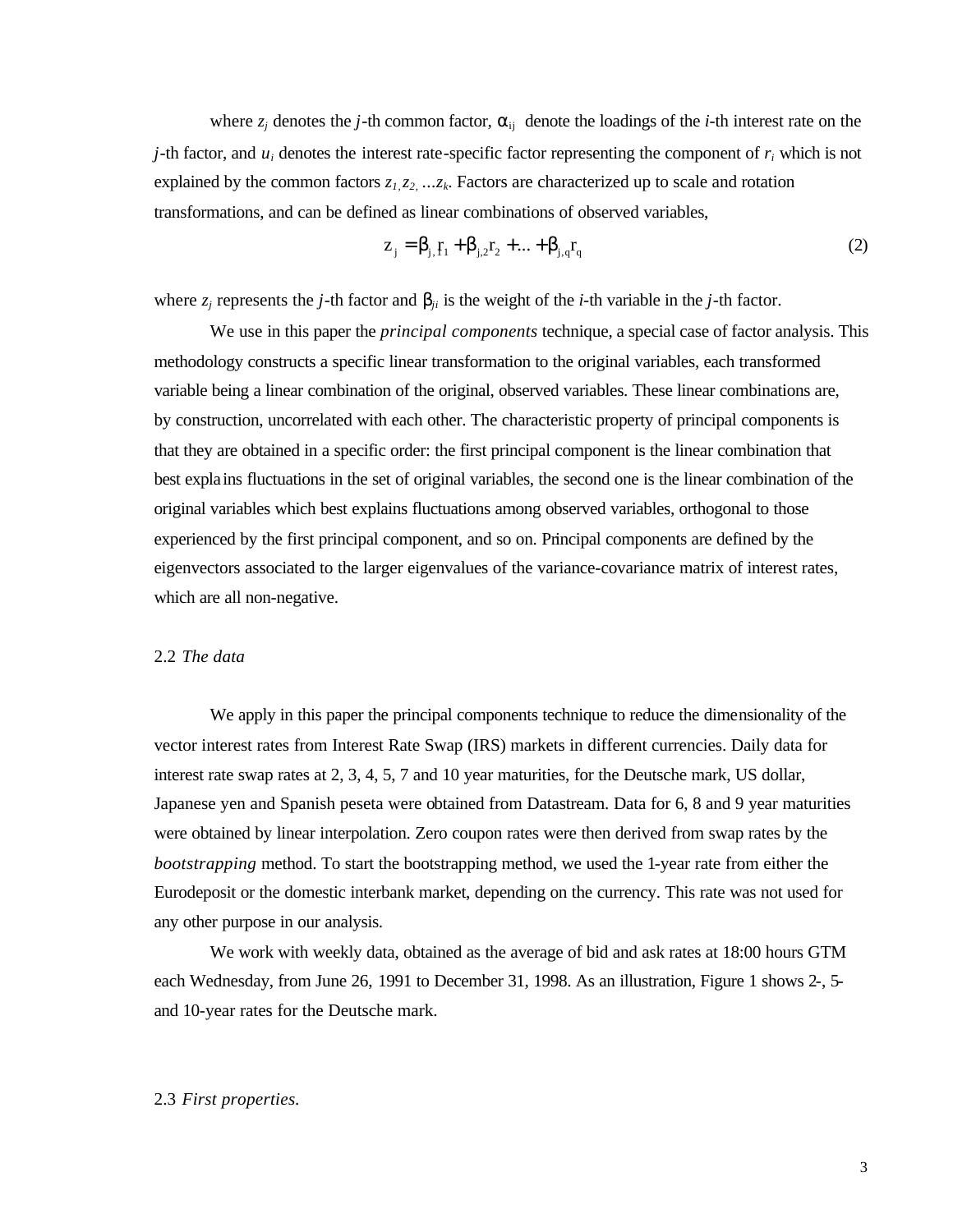where $z_j$ denotes the $j$-th common factor, $\alpha_{ij}$ denote the loadings of the $i$-th interest rate on the $j$-th factor, and $u_i$ denotes the interest rate-specific factor representing the component of $r_i$ which is not explained by the common factors $z_1, z_2, ...z_k$. Factors are characterized up to scale and rotation transformations, and can be defined as linear combinations of observed variables,

$$z_j = \beta_{j,1} r_1 + \beta_{j,2} r_2 + ... + \beta_{j,q} r_q \tag{2}$$

where $z_j$ represents the $j$-th factor and $\beta_{ji}$ is the weight of the $i$-th variable in the $j$-th factor.

We use in this paper the *principal components* technique, a special case of factor analysis. This methodology constructs a specific linear transformation to the original variables, each transformed variable being a linear combination of the original, observed variables. These linear combinations are, by construction, uncorrelated with each other. The characteristic property of principal components is that they are obtained in a specific order: the first principal component is the linear combination that best explains fluctuations in the set of original variables, the second one is the linear combination of the original variables which best explains fluctuations among observed variables, orthogonal to those experienced by the first principal component, and so on. Principal components are defined by the eigenvectors associated to the larger eigenvalues of the variance-covariance matrix of interest rates, which are all non-negative.

## 2.2 *The data*

We apply in this paper the principal components technique to reduce the dimensionality of the vector interest rates from Interest Rate Swap (IRS) markets in different currencies. Daily data for interest rate swap rates at 2, 3, 4, 5, 7 and 10 year maturities, for the Deutsche mark, US dollar, Japanese yen and Spanish peseta were obtained from Datastream. Data for 6, 8 and 9 year maturities were obtained by linear interpolation. Zero coupon rates were then derived from swap rates by the *bootstrapping* method. To start the bootstrapping method, we used the 1-year rate from either the Eurodeposit or the domestic interbank market, depending on the currency. This rate was not used for any other purpose in our analysis.

We work with weekly data, obtained as the average of bid and ask rates at 18:00 hours GTM each Wednesday, from June 26, 1991 to December 31, 1998. As an illustration, Figure 1 shows 2-, 5- and 10-year rates for the Deutsche mark.

## 2.3 *First properties.*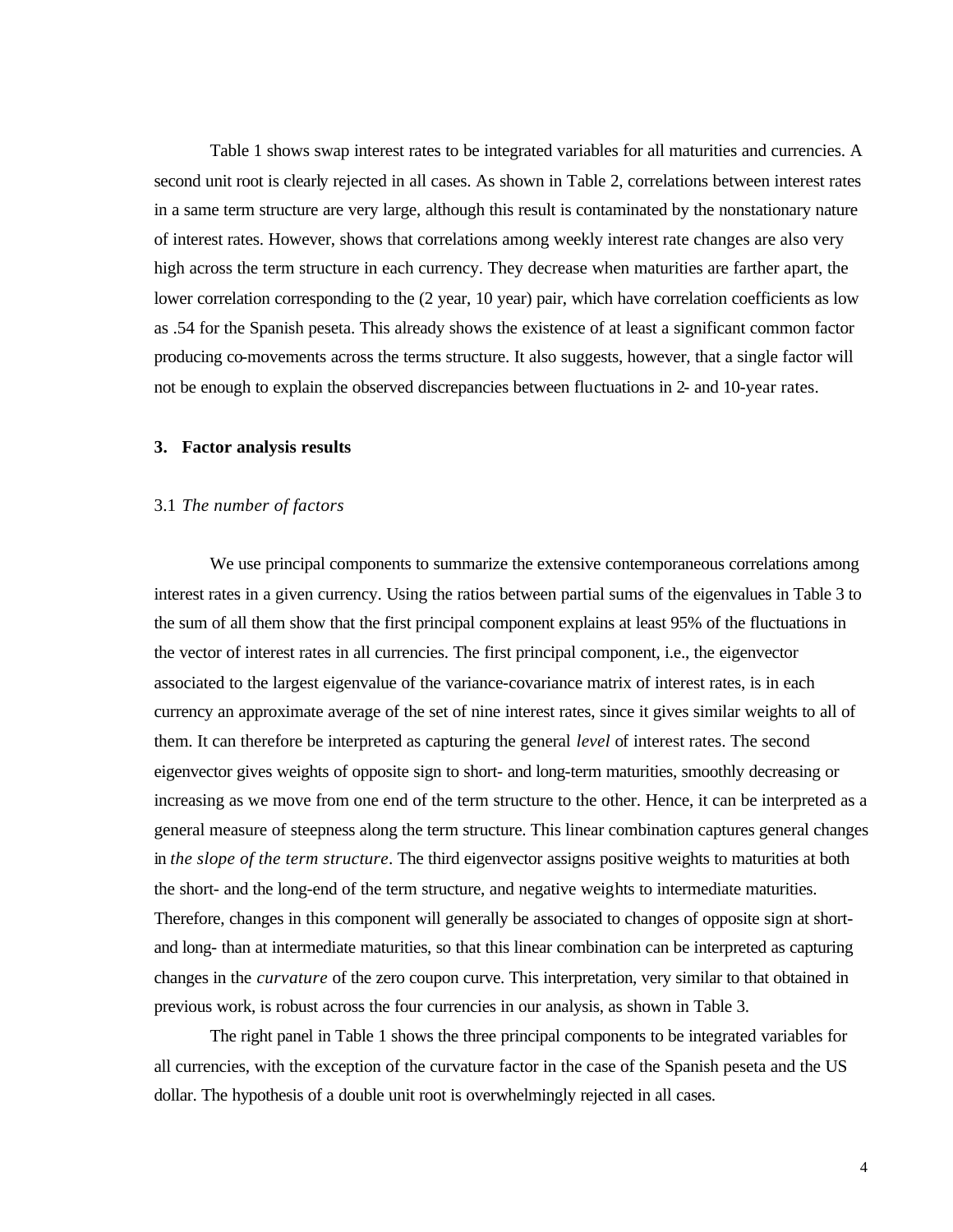Table 1 shows swap interest rates to be integrated variables for all maturities and currencies. A second unit root is clearly rejected in all cases. As shown in Table 2, correlations between interest rates in a same term structure are very large, although this result is contaminated by the nonstationary nature of interest rates. However, shows that correlations among weekly interest rate changes are also very high across the term structure in each currency. They decrease when maturities are farther apart, the lower correlation corresponding to the (2 year, 10 year) pair, which have correlation coefficients as low as .54 for the Spanish peseta. This already shows the existence of at least a significant common factor producing co-movements across the terms structure. It also suggests, however, that a single factor will not be enough to explain the observed discrepancies between fluctuations in 2- and 10-year rates.

## 3. Factor analysis results

### 3.1 *The number of factors*

We use principal components to summarize the extensive contemporaneous correlations among interest rates in a given currency. Using the ratios between partial sums of the eigenvalues in Table 3 to the sum of all them show that the first principal component explains at least 95% of the fluctuations in the vector of interest rates in all currencies. The first principal component, i.e., the eigenvector associated to the largest eigenvalue of the variance-covariance matrix of interest rates, is in each currency an approximate average of the set of nine interest rates, since it gives similar weights to all of them. It can therefore be interpreted as capturing the general *level* of interest rates. The second eigenvector gives weights of opposite sign to short- and long-term maturities, smoothly decreasing or increasing as we move from one end of the term structure to the other. Hence, it can be interpreted as a general measure of steepness along the term structure. This linear combination captures general changes in *the slope of the term structure*. The third eigenvector assigns positive weights to maturities at both the short- and the long-end of the term structure, and negative weights to intermediate maturities. Therefore, changes in this component will generally be associated to changes of opposite sign at short- and long- than at intermediate maturities, so that this linear combination can be interpreted as capturing changes in the *curvature* of the zero coupon curve. This interpretation, very similar to that obtained in previous work, is robust across the four currencies in our analysis, as shown in Table 3.

The right panel in Table 1 shows the three principal components to be integrated variables for all currencies, with the exception of the curvature factor in the case of the Spanish peseta and the US dollar. The hypothesis of a double unit root is overwhelmingly rejected in all cases.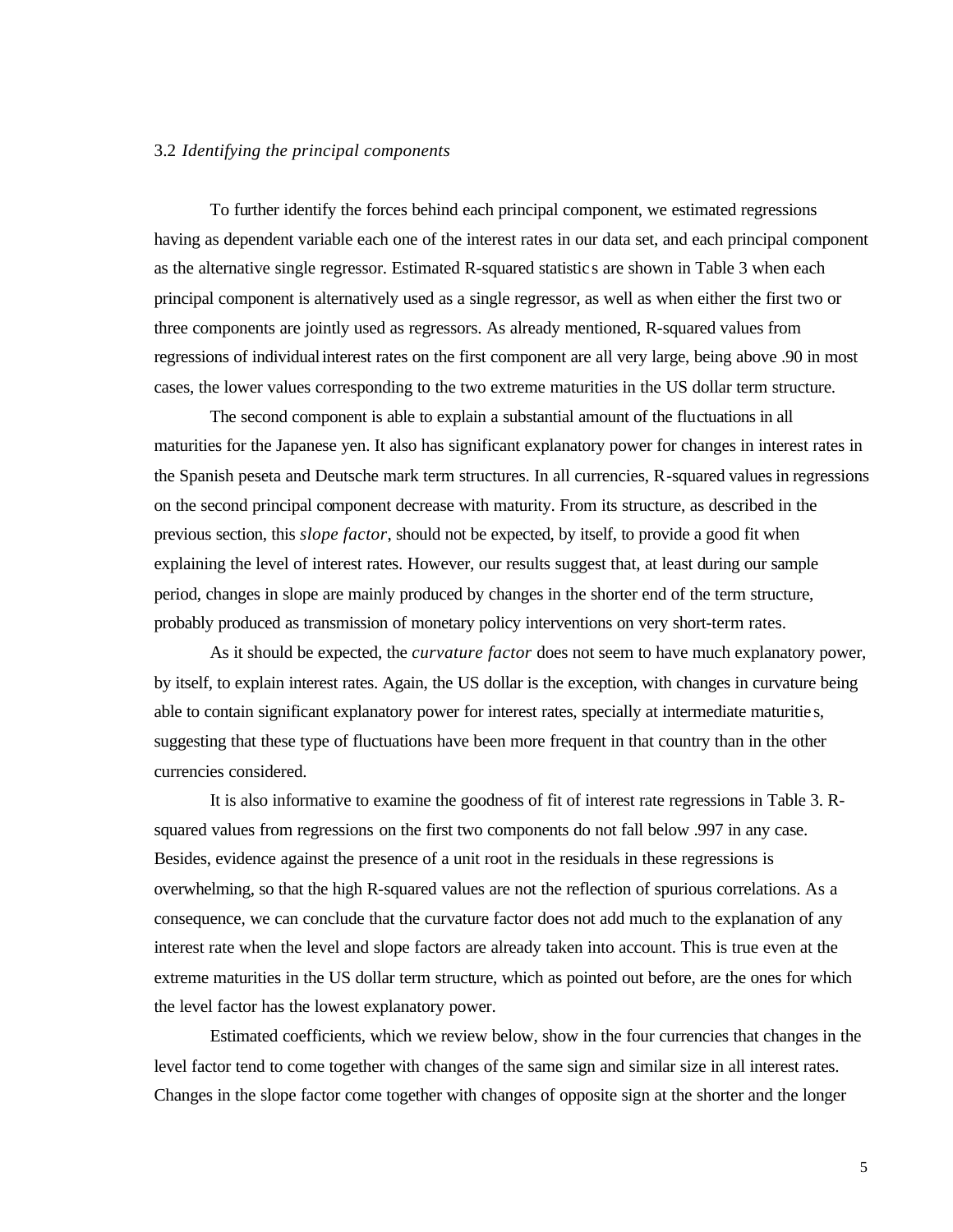### 3.2 *Identifying the principal components*

To further identify the forces behind each principal component, we estimated regressions having as dependent variable each one of the interest rates in our data set, and each principal component as the alternative single regressor. Estimated R-squared statistics are shown in Table 3 when each principal component is alternatively used as a single regressor, as well as when either the first two or three components are jointly used as regressors. As already mentioned, R-squared values from regressions of individual interest rates on the first component are all very large, being above .90 in most cases, the lower values corresponding to the two extreme maturities in the US dollar term structure.

The second component is able to explain a substantial amount of the fluctuations in all maturities for the Japanese yen. It also has significant explanatory power for changes in interest rates in the Spanish peseta and Deutsche mark term structures. In all currencies, R-squared values in regressions on the second principal component decrease with maturity. From its structure, as described in the previous section, this *slope factor*, should not be expected, by itself, to provide a good fit when explaining the level of interest rates. However, our results suggest that, at least during our sample period, changes in slope are mainly produced by changes in the shorter end of the term structure, probably produced as transmission of monetary policy interventions on very short-term rates.

As it should be expected, the *curvature factor* does not seem to have much explanatory power, by itself, to explain interest rates. Again, the US dollar is the exception, with changes in curvature being able to contain significant explanatory power for interest rates, specially at intermediate maturities, suggesting that these type of fluctuations have been more frequent in that country than in the other currencies considered.

It is also informative to examine the goodness of fit of interest rate regressions in Table 3. R-squared values from regressions on the first two components do not fall below .997 in any case. Besides, evidence against the presence of a unit root in the residuals in these regressions is overwhelming, so that the high R-squared values are not the reflection of spurious correlations. As a consequence, we can conclude that the curvature factor does not add much to the explanation of any interest rate when the level and slope factors are already taken into account. This is true even at the extreme maturities in the US dollar term structure, which as pointed out before, are the ones for which the level factor has the lowest explanatory power.

Estimated coefficients, which we review below, show in the four currencies that changes in the level factor tend to come together with changes of the same sign and similar size in all interest rates. Changes in the slope factor come together with changes of opposite sign at the shorter and the longer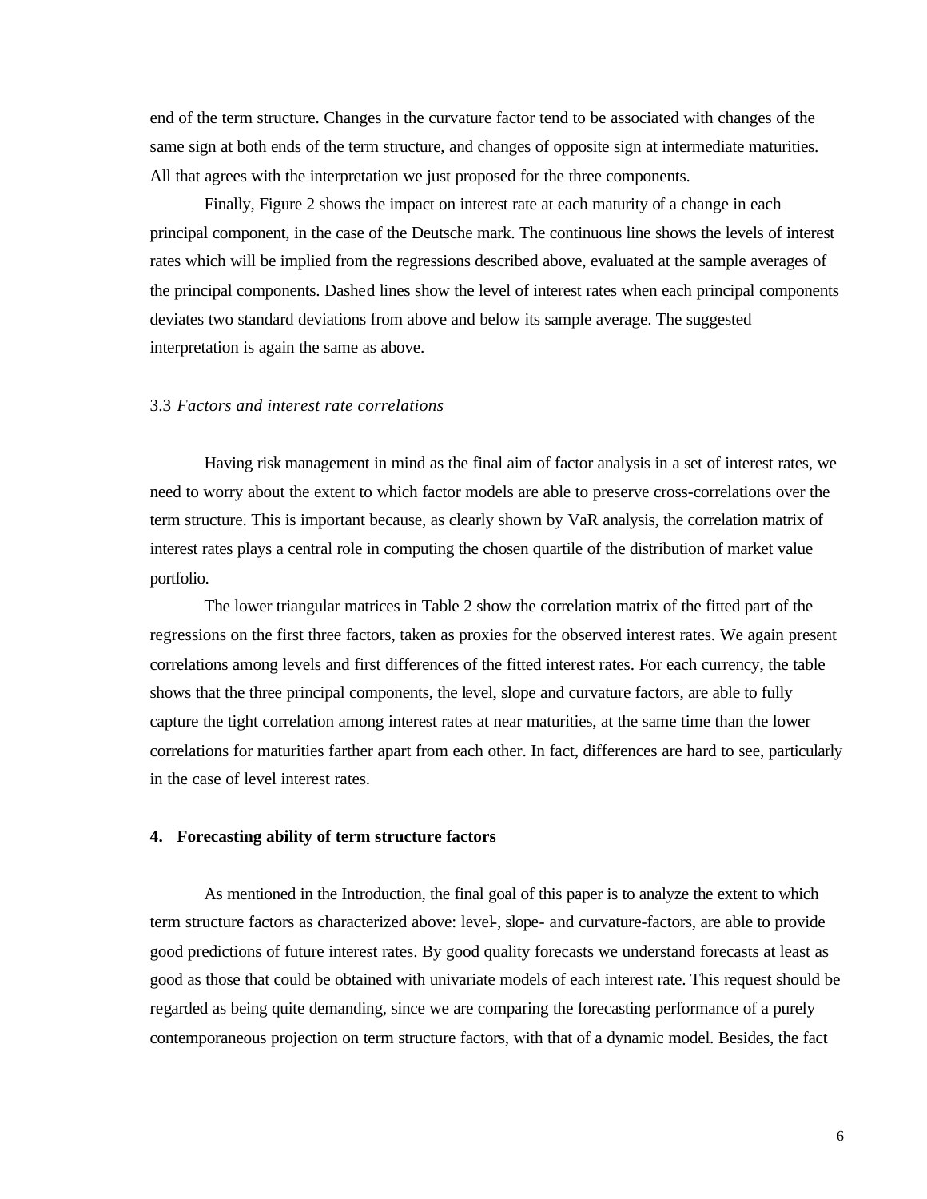end of the term structure. Changes in the curvature factor tend to be associated with changes of the same sign at both ends of the term structure, and changes of opposite sign at intermediate maturities. All that agrees with the interpretation we just proposed for the three components.

Finally, Figure 2 shows the impact on interest rate at each maturity of a change in each principal component, in the case of the Deutsche mark. The continuous line shows the levels of interest rates which will be implied from the regressions described above, evaluated at the sample averages of the principal components. Dashed lines show the level of interest rates when each principal components deviates two standard deviations from above and below its sample average. The suggested interpretation is again the same as above.

### 3.3 *Factors and interest rate correlations*

Having risk management in mind as the final aim of factor analysis in a set of interest rates, we need to worry about the extent to which factor models are able to preserve cross-correlations over the term structure. This is important because, as clearly shown by VaR analysis, the correlation matrix of interest rates plays a central role in computing the chosen quartile of the distribution of market value portfolio.

The lower triangular matrices in Table 2 show the correlation matrix of the fitted part of the regressions on the first three factors, taken as proxies for the observed interest rates. We again present correlations among levels and first differences of the fitted interest rates. For each currency, the table shows that the three principal components, the level, slope and curvature factors, are able to fully capture the tight correlation among interest rates at near maturities, at the same time than the lower correlations for maturities farther apart from each other. In fact, differences are hard to see, particularly in the case of level interest rates.

## 4. Forecasting ability of term structure factors

As mentioned in the Introduction, the final goal of this paper is to analyze the extent to which term structure factors as characterized above: level-, slope- and curvature-factors, are able to provide good predictions of future interest rates. By good quality forecasts we understand forecasts at least as good as those that could be obtained with univariate models of each interest rate. This request should be regarded as being quite demanding, since we are comparing the forecasting performance of a purely contemporaneous projection on term structure factors, with that of a dynamic model. Besides, the fact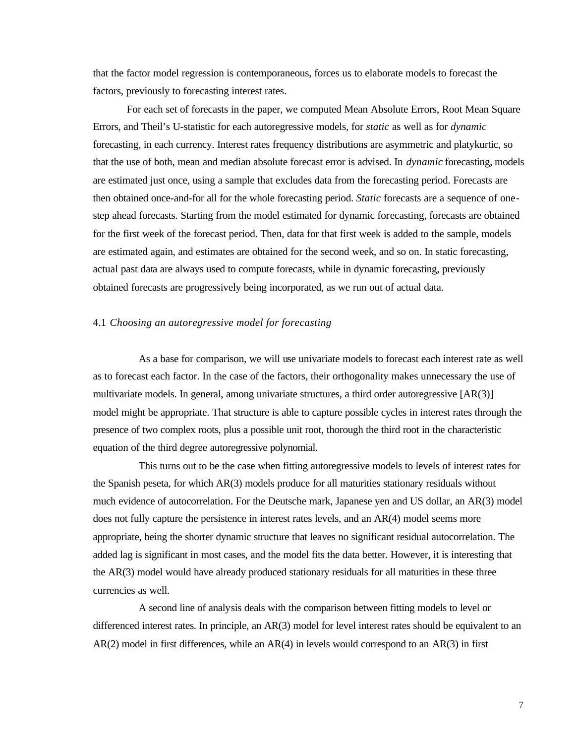that the factor model regression is contemporaneous, forces us to elaborate models to forecast the factors, previously to forecasting interest rates.

For each set of forecasts in the paper, we computed Mean Absolute Errors, Root Mean Square Errors, and Theil's U-statistic for each autoregressive models, for *static* as well as for *dynamic* forecasting, in each currency. Interest rates frequency distributions are asymmetric and platykurtic, so that the use of both, mean and median absolute forecast error is advised. In *dynamic* forecasting, models are estimated just once, using a sample that excludes data from the forecasting period. Forecasts are then obtained once-and-for all for the whole forecasting period. *Static* forecasts are a sequence of one-step ahead forecasts. Starting from the model estimated for dynamic forecasting, forecasts are obtained for the first week of the forecast period. Then, data for that first week is added to the sample, models are estimated again, and estimates are obtained for the second week, and so on. In static forecasting, actual past data are always used to compute forecasts, while in dynamic forecasting, previously obtained forecasts are progressively being incorporated, as we run out of actual data.

### 4.1 *Choosing an autoregressive model for forecasting*

As a base for comparison, we will use univariate models to forecast each interest rate as well as to forecast each factor. In the case of the factors, their orthogonality makes unnecessary the use of multivariate models. In general, among univariate structures, a third order autoregressive [AR(3)] model might be appropriate. That structure is able to capture possible cycles in interest rates through the presence of two complex roots, plus a possible unit root, thorough the third root in the characteristic equation of the third degree autoregressive polynomial.

This turns out to be the case when fitting autoregressive models to levels of interest rates for the Spanish peseta, for which AR(3) models produce for all maturities stationary residuals without much evidence of autocorrelation. For the Deutsche mark, Japanese yen and US dollar, an AR(3) model does not fully capture the persistence in interest rates levels, and an AR(4) model seems more appropriate, being the shorter dynamic structure that leaves no significant residual autocorrelation. The added lag is significant in most cases, and the model fits the data better. However, it is interesting that the AR(3) model would have already produced stationary residuals for all maturities in these three currencies as well.

A second line of analysis deals with the comparison between fitting models to level or differenced interest rates. In principle, an AR(3) model for level interest rates should be equivalent to an AR(2) model in first differences, while an AR(4) in levels would correspond to an AR(3) in first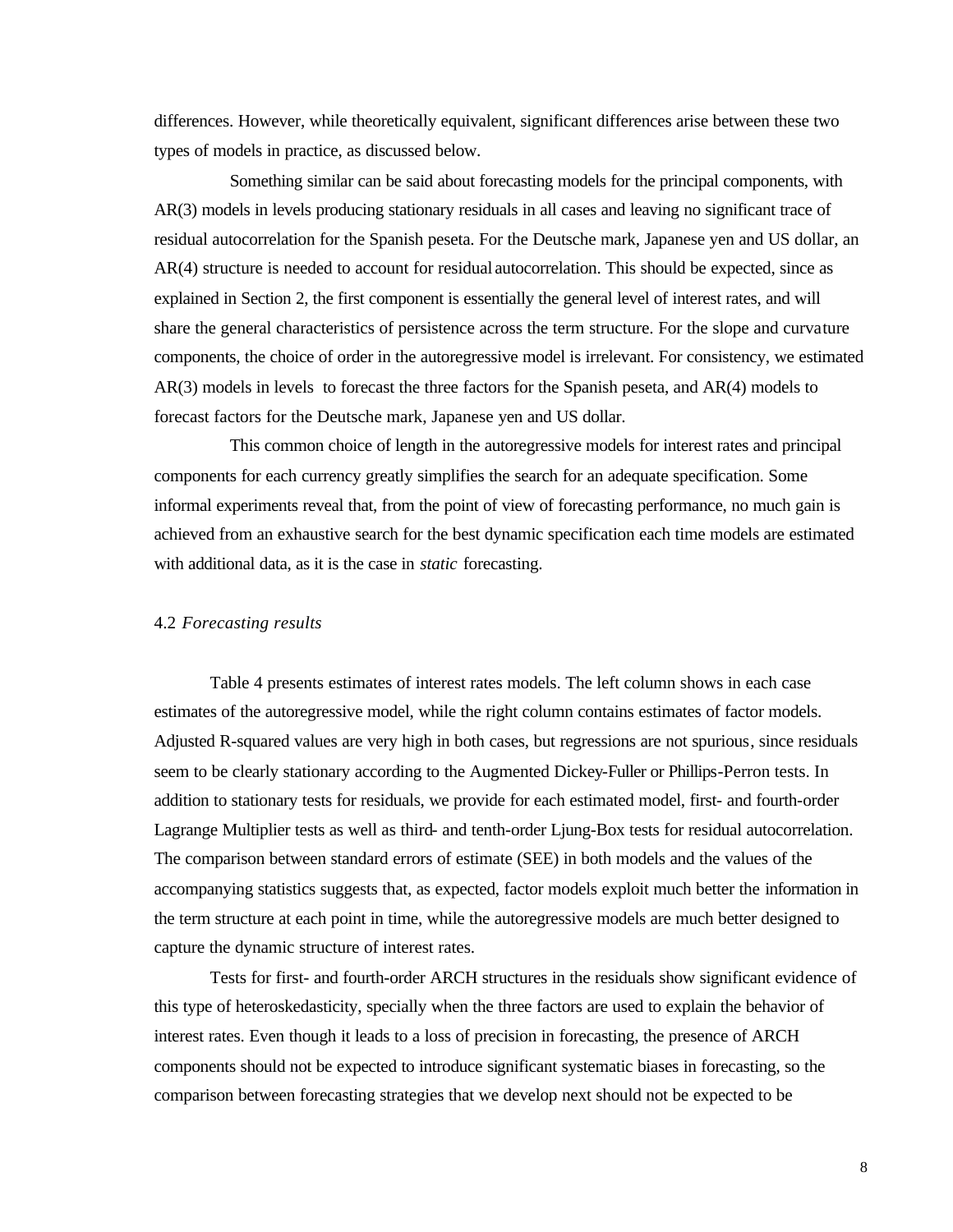differences. However, while theoretically equivalent, significant differences arise between these two types of models in practice, as discussed below.

Something similar can be said about forecasting models for the principal components, with AR(3) models in levels producing stationary residuals in all cases and leaving no significant trace of residual autocorrelation for the Spanish peseta. For the Deutsche mark, Japanese yen and US dollar, an AR(4) structure is needed to account for residual autocorrelation. This should be expected, since as explained in Section 2, the first component is essentially the general level of interest rates, and will share the general characteristics of persistence across the term structure. For the slope and curvature components, the choice of order in the autoregressive model is irrelevant. For consistency, we estimated AR(3) models in levels to forecast the three factors for the Spanish peseta, and AR(4) models to forecast factors for the Deutsche mark, Japanese yen and US dollar.

This common choice of length in the autoregressive models for interest rates and principal components for each currency greatly simplifies the search for an adequate specification. Some informal experiments reveal that, from the point of view of forecasting performance, no much gain is achieved from an exhaustive search for the best dynamic specification each time models are estimated with additional data, as it is the case in *static* forecasting.

### 4.2 *Forecasting results*

Table 4 presents estimates of interest rates models. The left column shows in each case estimates of the autoregressive model, while the right column contains estimates of factor models. Adjusted R-squared values are very high in both cases, but regressions are not spurious, since residuals seem to be clearly stationary according to the Augmented Dickey-Fuller or Phillips-Perron tests. In addition to stationary tests for residuals, we provide for each estimated model, first- and fourth-order Lagrange Multiplier tests as well as third- and tenth-order Ljung-Box tests for residual autocorrelation. The comparison between standard errors of estimate (SEE) in both models and the values of the accompanying statistics suggests that, as expected, factor models exploit much better the information in the term structure at each point in time, while the autoregressive models are much better designed to capture the dynamic structure of interest rates.

Tests for first- and fourth-order ARCH structures in the residuals show significant evidence of this type of heteroskedasticity, specially when the three factors are used to explain the behavior of interest rates. Even though it leads to a loss of precision in forecasting, the presence of ARCH components should not be expected to introduce significant systematic biases in forecasting, so the comparison between forecasting strategies that we develop next should not be expected to be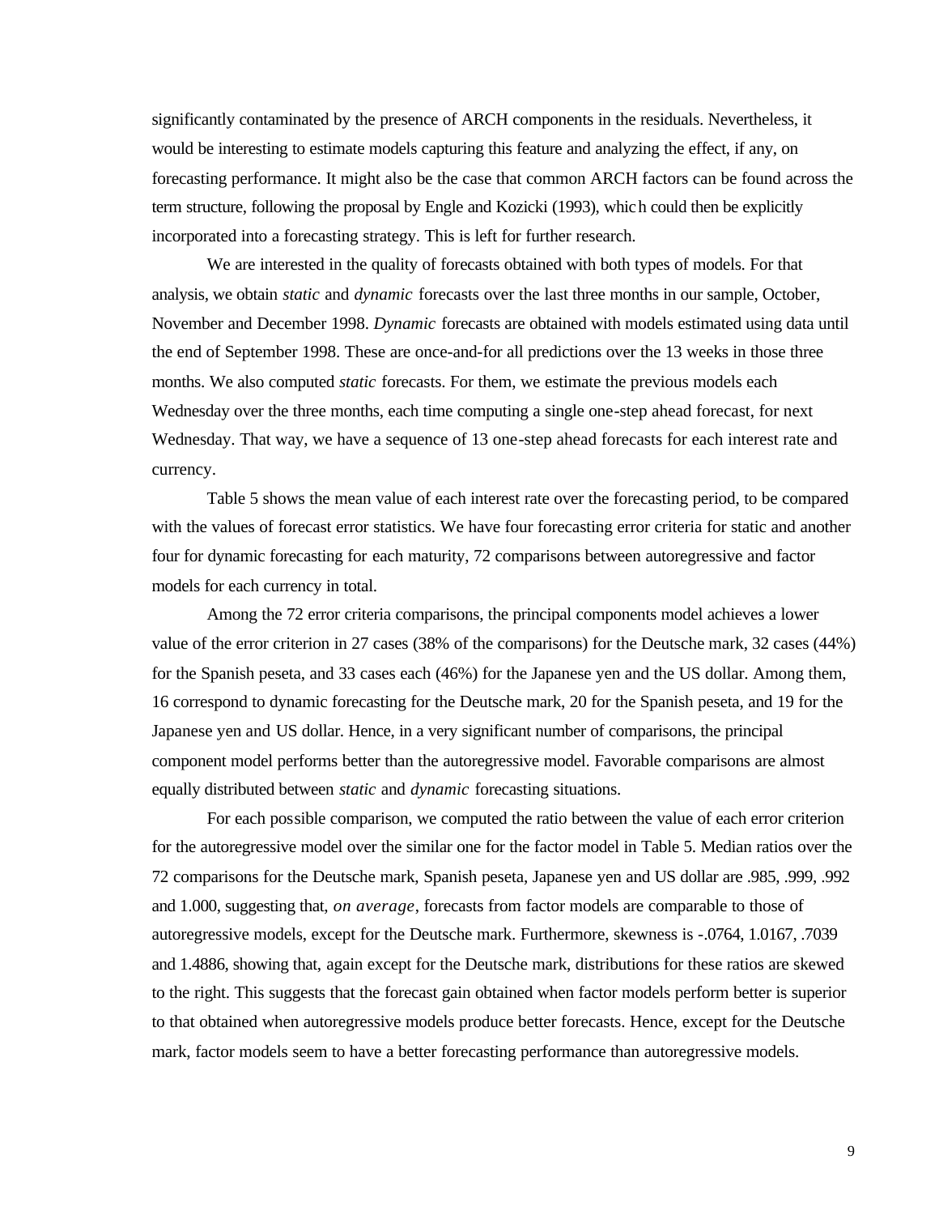significantly contaminated by the presence of ARCH components in the residuals. Nevertheless, it would be interesting to estimate models capturing this feature and analyzing the effect, if any, on forecasting performance. It might also be the case that common ARCH factors can be found across the term structure, following the proposal by Engle and Kozicki (1993), which could then be explicitly incorporated into a forecasting strategy. This is left for further research.

We are interested in the quality of forecasts obtained with both types of models. For that analysis, we obtain *static* and *dynamic* forecasts over the last three months in our sample, October, November and December 1998. *Dynamic* forecasts are obtained with models estimated using data until the end of September 1998. These are once-and-for all predictions over the 13 weeks in those three months. We also computed *static* forecasts. For them, we estimate the previous models each Wednesday over the three months, each time computing a single one-step ahead forecast, for next Wednesday. That way, we have a sequence of 13 one-step ahead forecasts for each interest rate and currency.

Table 5 shows the mean value of each interest rate over the forecasting period, to be compared with the values of forecast error statistics. We have four forecasting error criteria for static and another four for dynamic forecasting for each maturity, 72 comparisons between autoregressive and factor models for each currency in total.

Among the 72 error criteria comparisons, the principal components model achieves a lower value of the error criterion in 27 cases (38% of the comparisons) for the Deutsche mark, 32 cases (44%) for the Spanish peseta, and 33 cases each (46%) for the Japanese yen and the US dollar. Among them, 16 correspond to dynamic forecasting for the Deutsche mark, 20 for the Spanish peseta, and 19 for the Japanese yen and US dollar. Hence, in a very significant number of comparisons, the principal component model performs better than the autoregressive model. Favorable comparisons are almost equally distributed between *static* and *dynamic* forecasting situations.

For each possible comparison, we computed the ratio between the value of each error criterion for the autoregressive model over the similar one for the factor model in Table 5. Median ratios over the 72 comparisons for the Deutsche mark, Spanish peseta, Japanese yen and US dollar are .985, .999, .992 and 1.000, suggesting that, *on average*, forecasts from factor models are comparable to those of autoregressive models, except for the Deutsche mark. Furthermore, skewness is -.0764, 1.0167, .7039 and 1.4886, showing that, again except for the Deutsche mark, distributions for these ratios are skewed to the right. This suggests that the forecast gain obtained when factor models perform better is superior to that obtained when autoregressive models produce better forecasts. Hence, except for the Deutsche mark, factor models seem to have a better forecasting performance than autoregressive models.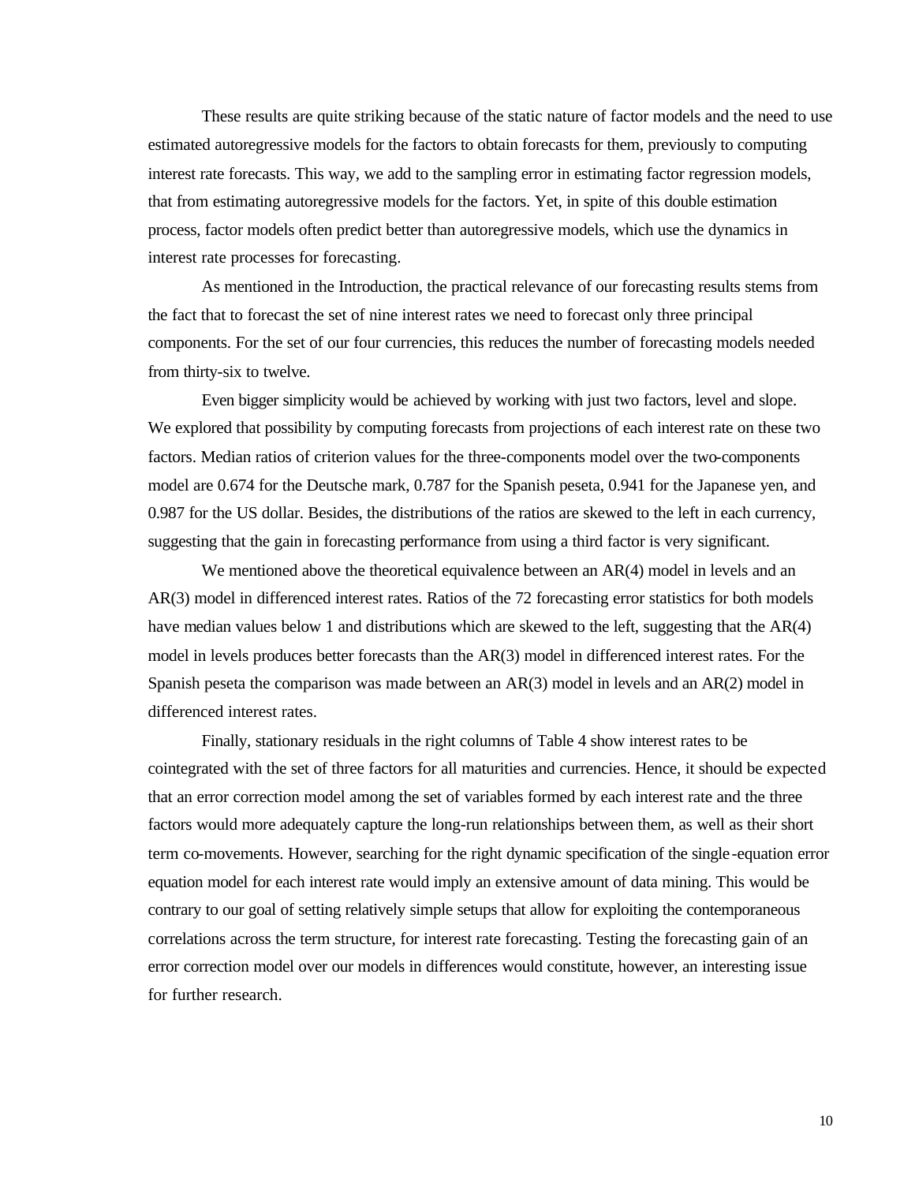These results are quite striking because of the static nature of factor models and the need to use estimated autoregressive models for the factors to obtain forecasts for them, previously to computing interest rate forecasts. This way, we add to the sampling error in estimating factor regression models, that from estimating autoregressive models for the factors. Yet, in spite of this double estimation process, factor models often predict better than autoregressive models, which use the dynamics in interest rate processes for forecasting.

As mentioned in the Introduction, the practical relevance of our forecasting results stems from the fact that to forecast the set of nine interest rates we need to forecast only three principal components. For the set of our four currencies, this reduces the number of forecasting models needed from thirty-six to twelve.

Even bigger simplicity would be achieved by working with just two factors, level and slope. We explored that possibility by computing forecasts from projections of each interest rate on these two factors. Median ratios of criterion values for the three-components model over the two-components model are 0.674 for the Deutsche mark, 0.787 for the Spanish peseta, 0.941 for the Japanese yen, and 0.987 for the US dollar. Besides, the distributions of the ratios are skewed to the left in each currency, suggesting that the gain in forecasting performance from using a third factor is very significant.

We mentioned above the theoretical equivalence between an AR(4) model in levels and an AR(3) model in differenced interest rates. Ratios of the 72 forecasting error statistics for both models have median values below 1 and distributions which are skewed to the left, suggesting that the AR(4) model in levels produces better forecasts than the AR(3) model in differenced interest rates. For the Spanish peseta the comparison was made between an AR(3) model in levels and an AR(2) model in differenced interest rates.

Finally, stationary residuals in the right columns of Table 4 show interest rates to be cointegrated with the set of three factors for all maturities and currencies. Hence, it should be expected that an error correction model among the set of variables formed by each interest rate and the three factors would more adequately capture the long-run relationships between them, as well as their short term co-movements. However, searching for the right dynamic specification of the single-equation error equation model for each interest rate would imply an extensive amount of data mining. This would be contrary to our goal of setting relatively simple setups that allow for exploiting the contemporaneous correlations across the term structure, for interest rate forecasting. Testing the forecasting gain of an error correction model over our models in differences would constitute, however, an interesting issue for further research.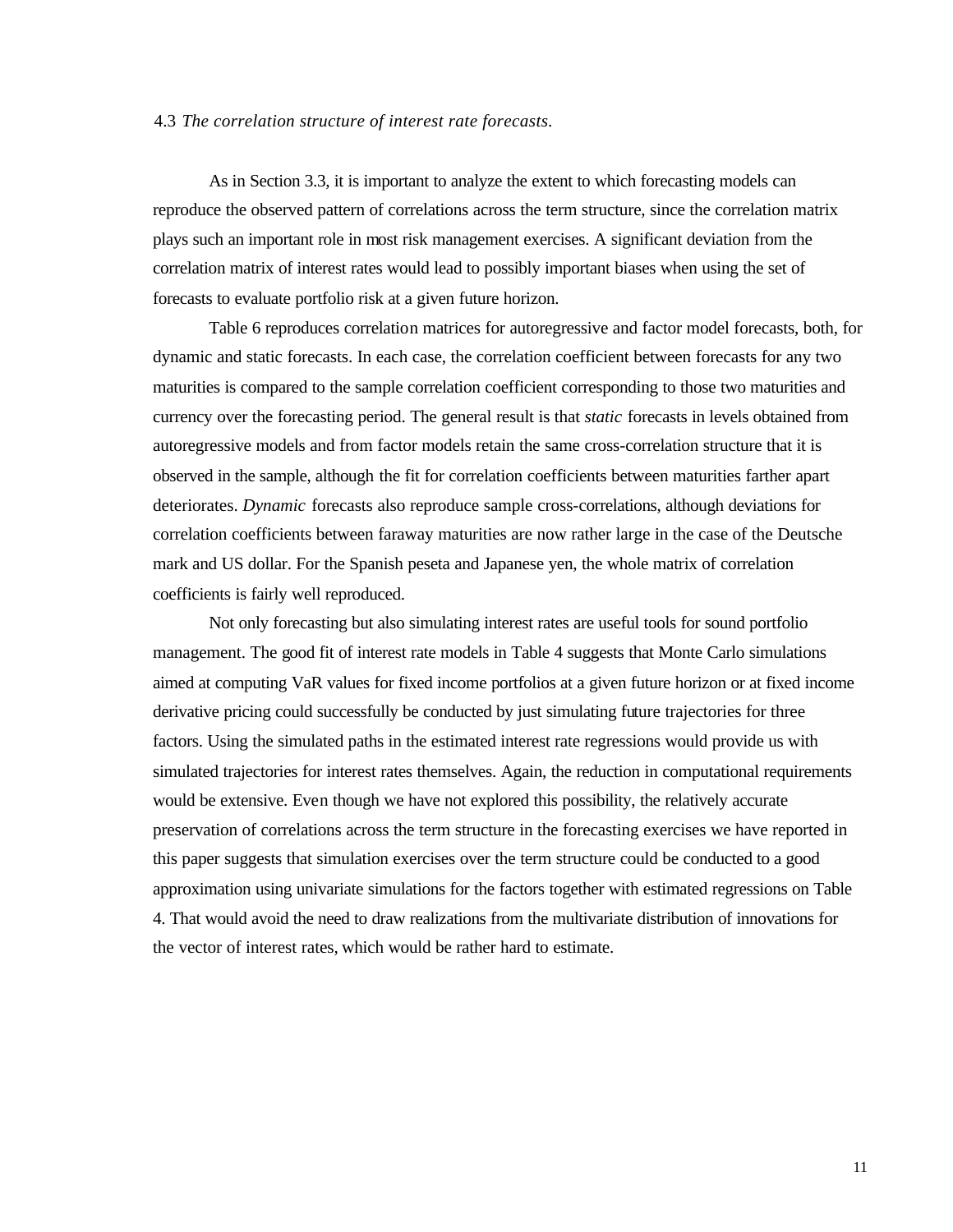### 4.3 *The correlation structure of interest rate forecasts.*

As in Section 3.3, it is important to analyze the extent to which forecasting models can reproduce the observed pattern of correlations across the term structure, since the correlation matrix plays such an important role in most risk management exercises. A significant deviation from the correlation matrix of interest rates would lead to possibly important biases when using the set of forecasts to evaluate portfolio risk at a given future horizon.

Table 6 reproduces correlation matrices for autoregressive and factor model forecasts, both, for dynamic and static forecasts. In each case, the correlation coefficient between forecasts for any two maturities is compared to the sample correlation coefficient corresponding to those two maturities and currency over the forecasting period. The general result is that *static* forecasts in levels obtained from autoregressive models and from factor models retain the same cross-correlation structure that it is observed in the sample, although the fit for correlation coefficients between maturities farther apart deteriorates. *Dynamic* forecasts also reproduce sample cross-correlations, although deviations for correlation coefficients between faraway maturities are now rather large in the case of the Deutsche mark and US dollar. For the Spanish peseta and Japanese yen, the whole matrix of correlation coefficients is fairly well reproduced.

Not only forecasting but also simulating interest rates are useful tools for sound portfolio management. The good fit of interest rate models in Table 4 suggests that Monte Carlo simulations aimed at computing VaR values for fixed income portfolios at a given future horizon or at fixed income derivative pricing could successfully be conducted by just simulating future trajectories for three factors. Using the simulated paths in the estimated interest rate regressions would provide us with simulated trajectories for interest rates themselves. Again, the reduction in computational requirements would be extensive. Even though we have not explored this possibility, the relatively accurate preservation of correlations across the term structure in the forecasting exercises we have reported in this paper suggests that simulation exercises over the term structure could be conducted to a good approximation using univariate simulations for the factors together with estimated regressions on Table 4. That would avoid the need to draw realizations from the multivariate distribution of innovations for the vector of interest rates, which would be rather hard to estimate.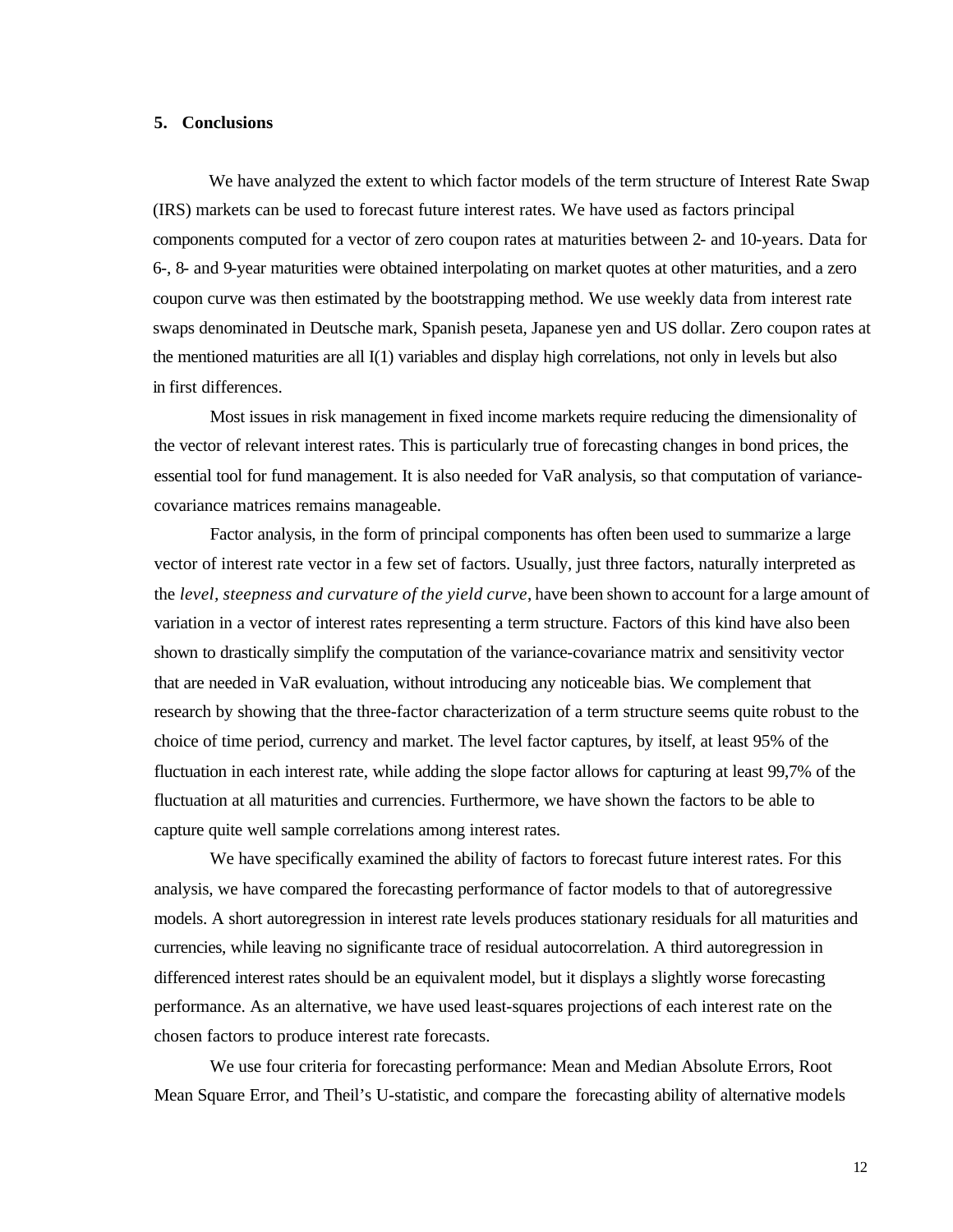## 5. Conclusions

We have analyzed the extent to which factor models of the term structure of Interest Rate Swap (IRS) markets can be used to forecast future interest rates. We have used as factors principal components computed for a vector of zero coupon rates at maturities between 2- and 10-years. Data for 6-, 8- and 9-year maturities were obtained interpolating on market quotes at other maturities, and a zero coupon curve was then estimated by the bootstrapping method. We use weekly data from interest rate swaps denominated in Deutsche mark, Spanish peseta, Japanese yen and US dollar. Zero coupon rates at the mentioned maturities are all I(1) variables and display high correlations, not only in levels but also in first differences.

Most issues in risk management in fixed income markets require reducing the dimensionality of the vector of relevant interest rates. This is particularly true of forecasting changes in bond prices, the essential tool for fund management. It is also needed for VaR analysis, so that computation of variance-covariance matrices remains manageable.

Factor analysis, in the form of principal components has often been used to summarize a large vector of interest rate vector in a few set of factors. Usually, just three factors, naturally interpreted as the *level, steepness and curvature of the yield curve*, have been shown to account for a large amount of variation in a vector of interest rates representing a term structure. Factors of this kind have also been shown to drastically simplify the computation of the variance-covariance matrix and sensitivity vector that are needed in VaR evaluation, without introducing any noticeable bias. We complement that research by showing that the three-factor characterization of a term structure seems quite robust to the choice of time period, currency and market. The level factor captures, by itself, at least 95% of the fluctuation in each interest rate, while adding the slope factor allows for capturing at least 99,7% of the fluctuation at all maturities and currencies. Furthermore, we have shown the factors to be able to capture quite well sample correlations among interest rates.

We have specifically examined the ability of factors to forecast future interest rates. For this analysis, we have compared the forecasting performance of factor models to that of autoregressive models. A short autoregression in interest rate levels produces stationary residuals for all maturities and currencies, while leaving no significante trace of residual autocorrelation. A third autoregression in differenced interest rates should be an equivalent model, but it displays a slightly worse forecasting performance. As an alternative, we have used least-squares projections of each interest rate on the chosen factors to produce interest rate forecasts.

We use four criteria for forecasting performance: Mean and Median Absolute Errors, Root Mean Square Error, and Theil's U-statistic, and compare the forecasting ability of alternative models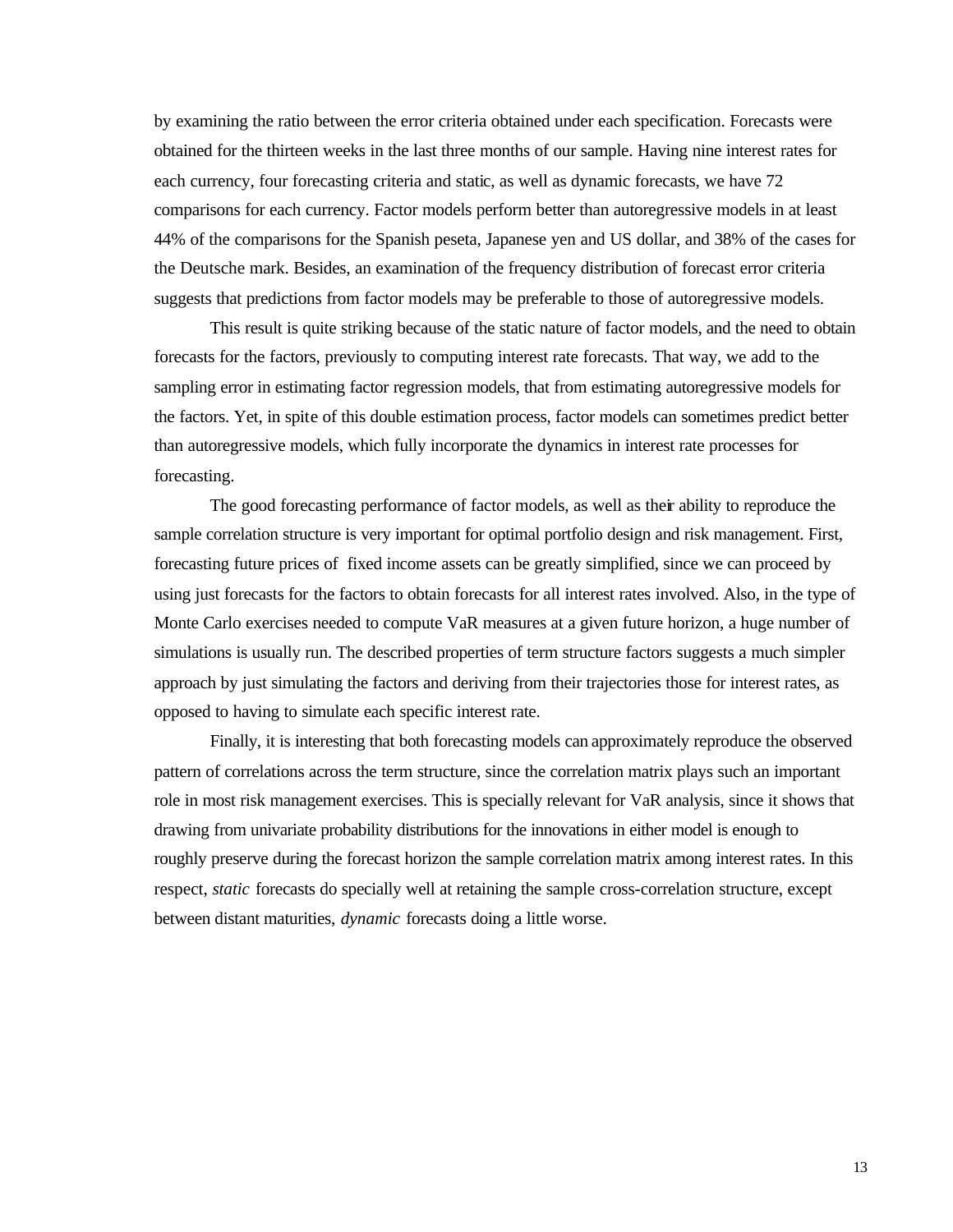by examining the ratio between the error criteria obtained under each specification. Forecasts were obtained for the thirteen weeks in the last three months of our sample. Having nine interest rates for each currency, four forecasting criteria and static, as well as dynamic forecasts, we have 72 comparisons for each currency. Factor models perform better than autoregressive models in at least 44% of the comparisons for the Spanish peseta, Japanese yen and US dollar, and 38% of the cases for the Deutsche mark. Besides, an examination of the frequency distribution of forecast error criteria suggests that predictions from factor models may be preferable to those of autoregressive models.

This result is quite striking because of the static nature of factor models, and the need to obtain forecasts for the factors, previously to computing interest rate forecasts. That way, we add to the sampling error in estimating factor regression models, that from estimating autoregressive models for the factors. Yet, in spite of this double estimation process, factor models can sometimes predict better than autoregressive models, which fully incorporate the dynamics in interest rate processes for forecasting.

The good forecasting performance of factor models, as well as their ability to reproduce the sample correlation structure is very important for optimal portfolio design and risk management. First, forecasting future prices of fixed income assets can be greatly simplified, since we can proceed by using just forecasts for the factors to obtain forecasts for all interest rates involved. Also, in the type of Monte Carlo exercises needed to compute VaR measures at a given future horizon, a huge number of simulations is usually run. The described properties of term structure factors suggests a much simpler approach by just simulating the factors and deriving from their trajectories those for interest rates, as opposed to having to simulate each specific interest rate.

Finally, it is interesting that both forecasting models can approximately reproduce the observed pattern of correlations across the term structure, since the correlation matrix plays such an important role in most risk management exercises. This is specially relevant for VaR analysis, since it shows that drawing from univariate probability distributions for the innovations in either model is enough to roughly preserve during the forecast horizon the sample correlation matrix among interest rates. In this respect, *static* forecasts do specially well at retaining the sample cross-correlation structure, except between distant maturities, *dynamic* forecasts doing a little worse.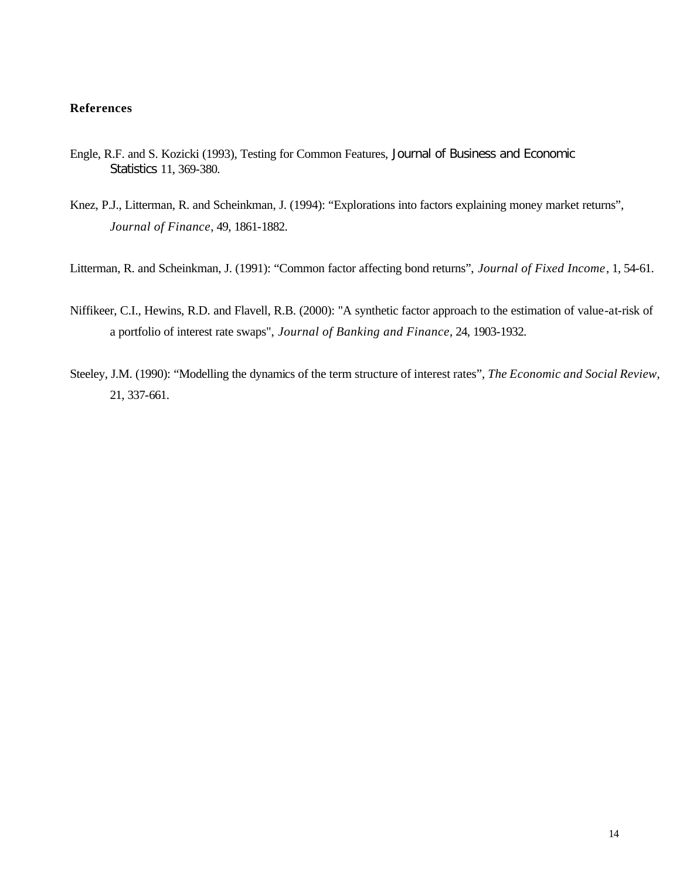## References

Engle, R.F. and S. Kozicki (1993), Testing for Common Features, *Journal of Business and Economic Statistics* 11, 369-380.

Knez, P.J., Litterman, R. and Scheinkman, J. (1994): "Explorations into factors explaining money market returns", *Journal of Finance*, 49, 1861-1882.

Litterman, R. and Scheinkman, J. (1991): "Common factor affecting bond returns", *Journal of Fixed Income*, 1, 54-61.

Niffikeer, C.I., Hewins, R.D. and Flavell, R.B. (2000): "A synthetic factor approach to the estimation of value-at-risk of a portfolio of interest rate swaps", *Journal of Banking and Finance*, 24, 1903-1932.

Steeley, J.M. (1990): "Modelling the dynamics of the term structure of interest rates", *The Economic and Social Review*, 21, 337-661.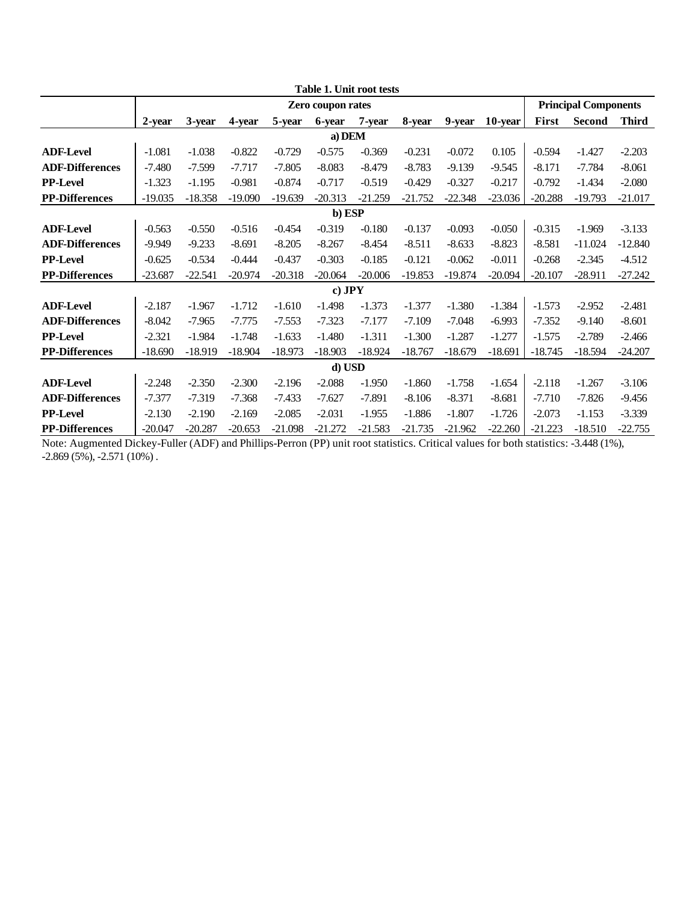**Table 1. Unit root tests**

| | Zero coupon rates | | | | | | | | | Principal Components | | |
|---|---|---|---|---|---|---|---|---|---|---|---|---|
| | **2-year** | **3-year** | **4-year** | **5-year** | **6-year** | **7-year** | **8-year** | **9-year** | **10-year** | **First** | **Second** | **Third** |
| | | | | | **a) DEM** | | | | | | | |
| **ADF-Level** | -1.081 | -1.038 | -0.822 | -0.729 | -0.575 | -0.369 | -0.231 | -0.072 | 0.105 | -0.594 | -1.427 | -2.203 |
| **ADF-Differences** | -7.480 | -7.599 | -7.717 | -7.805 | -8.083 | -8.479 | -8.783 | -9.139 | -9.545 | -8.171 | -7.784 | -8.061 |
| **PP-Level** | -1.323 | -1.195 | -0.981 | -0.874 | -0.717 | -0.519 | -0.429 | -0.327 | -0.217 | -0.792 | -1.434 | -2.080 |
| **PP-Differences** | -19.035 | -18.358 | -19.090 | -19.639 | -20.313 | -21.259 | -21.752 | -22.348 | -23.036 | -20.288 | -19.793 | -21.017 |
| | | | | | **b) ESP** | | | | | | | |
| **ADF-Level** | -0.563 | -0.550 | -0.516 | -0.454 | -0.319 | -0.180 | -0.137 | -0.093 | -0.050 | -0.315 | -1.969 | -3.133 |
| **ADF-Differences** | -9.949 | -9.233 | -8.691 | -8.205 | -8.267 | -8.454 | -8.511 | -8.633 | -8.823 | -8.581 | -11.024 | -12.840 |
| **PP-Level** | -0.625 | -0.534 | -0.444 | -0.437 | -0.303 | -0.185 | -0.121 | -0.062 | -0.011 | -0.268 | -2.345 | -4.512 |
| **PP-Differences** | -23.687 | -22.541 | -20.974 | -20.318 | -20.064 | -20.006 | -19.853 | -19.874 | -20.094 | -20.107 | -28.911 | -27.242 |
| | | | | | **c) JPY** | | | | | | | |
| **ADF-Level** | -2.187 | -1.967 | -1.712 | -1.610 | -1.498 | -1.373 | -1.377 | -1.380 | -1.384 | -1.573 | -2.952 | -2.481 |
| **ADF-Differences** | -8.042 | -7.965 | -7.775 | -7.553 | -7.323 | -7.177 | -7.109 | -7.048 | -6.993 | -7.352 | -9.140 | -8.601 |
| **PP-Level** | -2.321 | -1.984 | -1.748 | -1.633 | -1.480 | -1.311 | -1.300 | -1.287 | -1.277 | -1.575 | -2.789 | -2.466 |
| **PP-Differences** | -18.690 | -18.919 | -18.904 | -18.973 | -18.903 | -18.924 | -18.767 | -18.679 | -18.691 | -18.745 | -18.594 | -24.207 |
| | | | | | **d) USD** | | | | | | | |
| **ADF-Level** | -2.248 | -2.350 | -2.300 | -2.196 | -2.088 | -1.950 | -1.860 | -1.758 | -1.654 | -2.118 | -1.267 | -3.106 |
| **ADF-Differences** | -7.377 | -7.319 | -7.368 | -7.433 | -7.627 | -7.891 | -8.106 | -8.371 | -8.681 | -7.710 | -7.826 | -9.456 |
| **PP-Level** | -2.130 | -2.190 | -2.169 | -2.085 | -2.031 | -1.955 | -1.886 | -1.807 | -1.726 | -2.073 | -1.153 | -3.339 |
| **PP-Differences** | -20.047 | -20.287 | -20.653 | -21.098 | -21.272 | -21.583 | -21.735 | -21.962 | -22.260 | -21.223 | -18.510 | -22.755 |

Note: Augmented Dickey-Fuller (ADF) and Phillips-Perron (PP) unit root statistics. Critical values for both statistics: -3.448 (1%), -2.869 (5%), -2.571 (10%) .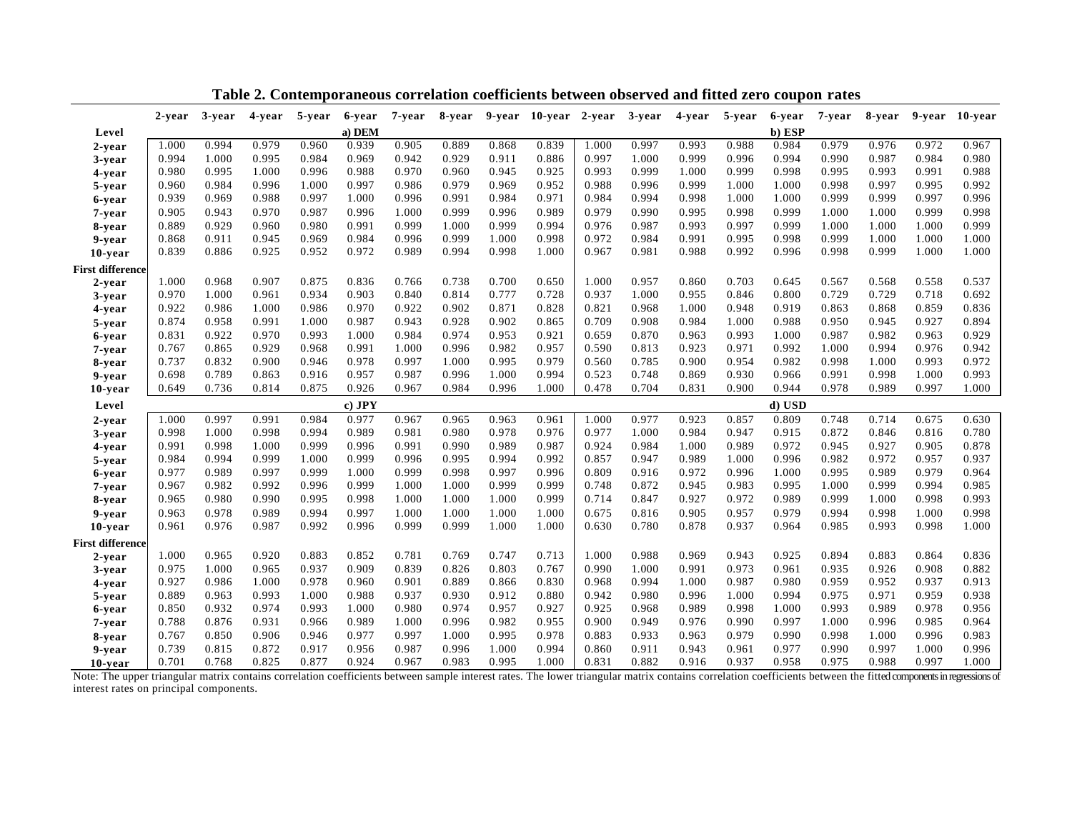**Table 2. Contemporaneous correlation coefficients between observed and fitted zero coupon rates**

| | 2-year | 3-year | 4-year | 5-year | 6-year | 7-year | 8-year | 9-year | 10-year | 2-year | 3-year | 4-year | 5-year | 6-year | 7-year | 8-year | 9-year | 10-year |
|---|---|---|---|---|---|---|---|---|---|---|---|---|---|---|---|---|---|---|
| **Level** | | | | | a) DEM | | | | | | | | | b) ESP | | | | |
| 2-year | 1.000 | 0.994 | 0.979 | 0.960 | 0.939 | 0.905 | 0.889 | 0.868 | 0.839 | 1.000 | 0.997 | 0.993 | 0.988 | 0.984 | 0.979 | 0.976 | 0.972 | 0.967 |
| 3-year | 0.994 | 1.000 | 0.995 | 0.984 | 0.969 | 0.942 | 0.929 | 0.911 | 0.886 | 0.997 | 1.000 | 0.999 | 0.996 | 0.994 | 0.990 | 0.987 | 0.984 | 0.980 |
| 4-year | 0.980 | 0.995 | 1.000 | 0.996 | 0.988 | 0.970 | 0.960 | 0.945 | 0.925 | 0.993 | 0.999 | 1.000 | 0.999 | 0.998 | 0.995 | 0.993 | 0.991 | 0.988 |
| 5-year | 0.960 | 0.984 | 0.996 | 1.000 | 0.997 | 0.986 | 0.979 | 0.969 | 0.952 | 0.988 | 0.996 | 0.999 | 1.000 | 1.000 | 0.998 | 0.997 | 0.995 | 0.992 |
| 6-year | 0.939 | 0.969 | 0.988 | 0.997 | 1.000 | 0.996 | 0.991 | 0.984 | 0.971 | 0.984 | 0.994 | 0.998 | 1.000 | 1.000 | 0.999 | 0.999 | 0.997 | 0.996 |
| 7-year | 0.905 | 0.943 | 0.970 | 0.987 | 0.996 | 1.000 | 0.999 | 0.996 | 0.989 | 0.979 | 0.990 | 0.995 | 0.998 | 0.999 | 1.000 | 1.000 | 0.999 | 0.998 |
| 8-year | 0.889 | 0.929 | 0.960 | 0.980 | 0.991 | 0.999 | 1.000 | 0.999 | 0.994 | 0.976 | 0.987 | 0.993 | 0.997 | 0.999 | 1.000 | 1.000 | 1.000 | 0.999 |
| 9-year | 0.868 | 0.911 | 0.945 | 0.969 | 0.984 | 0.996 | 0.999 | 1.000 | 0.998 | 0.972 | 0.984 | 0.991 | 0.995 | 0.998 | 0.999 | 1.000 | 1.000 | 1.000 |
| 10-year | 0.839 | 0.886 | 0.925 | 0.952 | 0.972 | 0.989 | 0.994 | 0.998 | 1.000 | 0.967 | 0.981 | 0.988 | 0.992 | 0.996 | 0.998 | 0.999 | 1.000 | 1.000 |
| **First difference** | | | | | | | | | | | | | | | | | | |
| 2-year | 1.000 | 0.968 | 0.907 | 0.875 | 0.836 | 0.766 | 0.738 | 0.700 | 0.650 | 1.000 | 0.957 | 0.860 | 0.703 | 0.645 | 0.567 | 0.568 | 0.558 | 0.537 |
| 3-year | 0.970 | 1.000 | 0.961 | 0.934 | 0.903 | 0.840 | 0.814 | 0.777 | 0.728 | 0.937 | 1.000 | 0.955 | 0.846 | 0.800 | 0.729 | 0.729 | 0.718 | 0.692 |
| 4-year | 0.922 | 0.986 | 1.000 | 0.986 | 0.970 | 0.922 | 0.902 | 0.871 | 0.828 | 0.821 | 0.968 | 1.000 | 0.948 | 0.919 | 0.863 | 0.868 | 0.859 | 0.836 |
| 5-year | 0.874 | 0.958 | 0.991 | 1.000 | 0.987 | 0.943 | 0.928 | 0.902 | 0.865 | 0.709 | 0.908 | 0.984 | 1.000 | 0.988 | 0.950 | 0.945 | 0.927 | 0.894 |
| 6-year | 0.831 | 0.922 | 0.970 | 0.993 | 1.000 | 0.984 | 0.974 | 0.953 | 0.921 | 0.659 | 0.870 | 0.963 | 0.993 | 1.000 | 0.987 | 0.982 | 0.963 | 0.929 |
| 7-year | 0.767 | 0.865 | 0.929 | 0.968 | 0.991 | 1.000 | 0.996 | 0.982 | 0.957 | 0.590 | 0.813 | 0.923 | 0.971 | 0.992 | 1.000 | 0.994 | 0.976 | 0.942 |
| 8-year | 0.737 | 0.832 | 0.900 | 0.946 | 0.978 | 0.997 | 1.000 | 0.995 | 0.979 | 0.560 | 0.785 | 0.900 | 0.954 | 0.982 | 0.998 | 1.000 | 0.993 | 0.972 |
| 9-year | 0.698 | 0.789 | 0.863 | 0.916 | 0.957 | 0.987 | 0.996 | 1.000 | 0.994 | 0.523 | 0.748 | 0.869 | 0.930 | 0.966 | 0.991 | 0.998 | 1.000 | 0.993 |
| 10-year | 0.649 | 0.736 | 0.814 | 0.875 | 0.926 | 0.967 | 0.984 | 0.996 | 1.000 | 0.478 | 0.704 | 0.831 | 0.900 | 0.944 | 0.978 | 0.989 | 0.997 | 1.000 |
| **Level** | | | | | c) JPY | | | | | | | | | d) USD | | | | |
| 2-year | 1.000 | 0.997 | 0.991 | 0.984 | 0.977 | 0.967 | 0.965 | 0.963 | 0.961 | 1.000 | 0.977 | 0.923 | 0.857 | 0.809 | 0.748 | 0.714 | 0.675 | 0.630 |
| 3-year | 0.998 | 1.000 | 0.998 | 0.994 | 0.989 | 0.981 | 0.980 | 0.978 | 0.976 | 0.977 | 1.000 | 0.984 | 0.947 | 0.915 | 0.872 | 0.846 | 0.816 | 0.780 |
| 4-year | 0.991 | 0.998 | 1.000 | 0.999 | 0.996 | 0.991 | 0.990 | 0.989 | 0.987 | 0.924 | 0.984 | 1.000 | 0.989 | 0.972 | 0.945 | 0.927 | 0.905 | 0.878 |
| 5-year | 0.984 | 0.994 | 0.999 | 1.000 | 0.999 | 0.996 | 0.995 | 0.994 | 0.992 | 0.857 | 0.947 | 0.989 | 1.000 | 0.996 | 0.982 | 0.972 | 0.957 | 0.937 |
| 6-year | 0.977 | 0.989 | 0.997 | 0.999 | 1.000 | 0.999 | 0.998 | 0.997 | 0.996 | 0.809 | 0.916 | 0.972 | 0.996 | 1.000 | 0.995 | 0.989 | 0.979 | 0.964 |
| 7-year | 0.967 | 0.982 | 0.992 | 0.996 | 0.999 | 1.000 | 1.000 | 0.999 | 0.999 | 0.748 | 0.872 | 0.945 | 0.983 | 0.995 | 1.000 | 0.999 | 0.994 | 0.985 |
| 8-year | 0.965 | 0.980 | 0.990 | 0.995 | 0.998 | 1.000 | 1.000 | 1.000 | 0.999 | 0.714 | 0.847 | 0.927 | 0.972 | 0.989 | 0.999 | 1.000 | 0.998 | 0.993 |
| 9-year | 0.963 | 0.978 | 0.989 | 0.994 | 0.997 | 1.000 | 1.000 | 1.000 | 1.000 | 0.675 | 0.816 | 0.905 | 0.957 | 0.979 | 0.994 | 0.998 | 1.000 | 0.998 |
| 10-year | 0.961 | 0.976 | 0.987 | 0.992 | 0.996 | 0.999 | 0.999 | 1.000 | 1.000 | 0.630 | 0.780 | 0.878 | 0.937 | 0.964 | 0.985 | 0.993 | 0.998 | 1.000 |
| **First difference** | | | | | | | | | | | | | | | | | | |
| 2-year | 1.000 | 0.965 | 0.920 | 0.883 | 0.852 | 0.781 | 0.769 | 0.747 | 0.713 | 1.000 | 0.988 | 0.969 | 0.943 | 0.925 | 0.894 | 0.883 | 0.864 | 0.836 |
| 3-year | 0.975 | 1.000 | 0.965 | 0.937 | 0.909 | 0.839 | 0.826 | 0.803 | 0.767 | 0.990 | 1.000 | 0.991 | 0.973 | 0.961 | 0.935 | 0.926 | 0.908 | 0.882 |
| 4-year | 0.927 | 0.986 | 1.000 | 0.978 | 0.960 | 0.901 | 0.889 | 0.866 | 0.830 | 0.968 | 0.994 | 1.000 | 0.987 | 0.980 | 0.959 | 0.952 | 0.937 | 0.913 |
| 5-year | 0.889 | 0.963 | 0.993 | 1.000 | 0.988 | 0.937 | 0.930 | 0.912 | 0.880 | 0.942 | 0.980 | 0.996 | 1.000 | 0.994 | 0.975 | 0.971 | 0.959 | 0.938 |
| 6-year | 0.850 | 0.932 | 0.974 | 0.993 | 1.000 | 0.980 | 0.974 | 0.957 | 0.927 | 0.925 | 0.968 | 0.989 | 0.998 | 1.000 | 0.993 | 0.989 | 0.978 | 0.956 |
| 7-year | 0.788 | 0.876 | 0.931 | 0.966 | 0.989 | 1.000 | 0.996 | 0.982 | 0.955 | 0.900 | 0.949 | 0.976 | 0.990 | 0.997 | 1.000 | 0.996 | 0.985 | 0.964 |
| 8-year | 0.767 | 0.850 | 0.906 | 0.946 | 0.977 | 0.997 | 1.000 | 0.995 | 0.978 | 0.883 | 0.933 | 0.963 | 0.979 | 0.990 | 0.998 | 1.000 | 0.996 | 0.983 |
| 9-year | 0.739 | 0.815 | 0.872 | 0.917 | 0.956 | 0.987 | 0.996 | 1.000 | 0.994 | 0.860 | 0.911 | 0.943 | 0.961 | 0.977 | 0.990 | 0.997 | 1.000 | 0.996 |
| 10-year | 0.701 | 0.768 | 0.825 | 0.877 | 0.924 | 0.967 | 0.983 | 0.995 | 1.000 | 0.831 | 0.882 | 0.916 | 0.937 | 0.958 | 0.975 | 0.988 | 0.997 | 1.000 |

Note: The upper triangular matrix contains correlation coefficients between sample interest rates. The lower triangular matrix contains correlation coefficients between the fitted components in regressions of interest rates on principal components.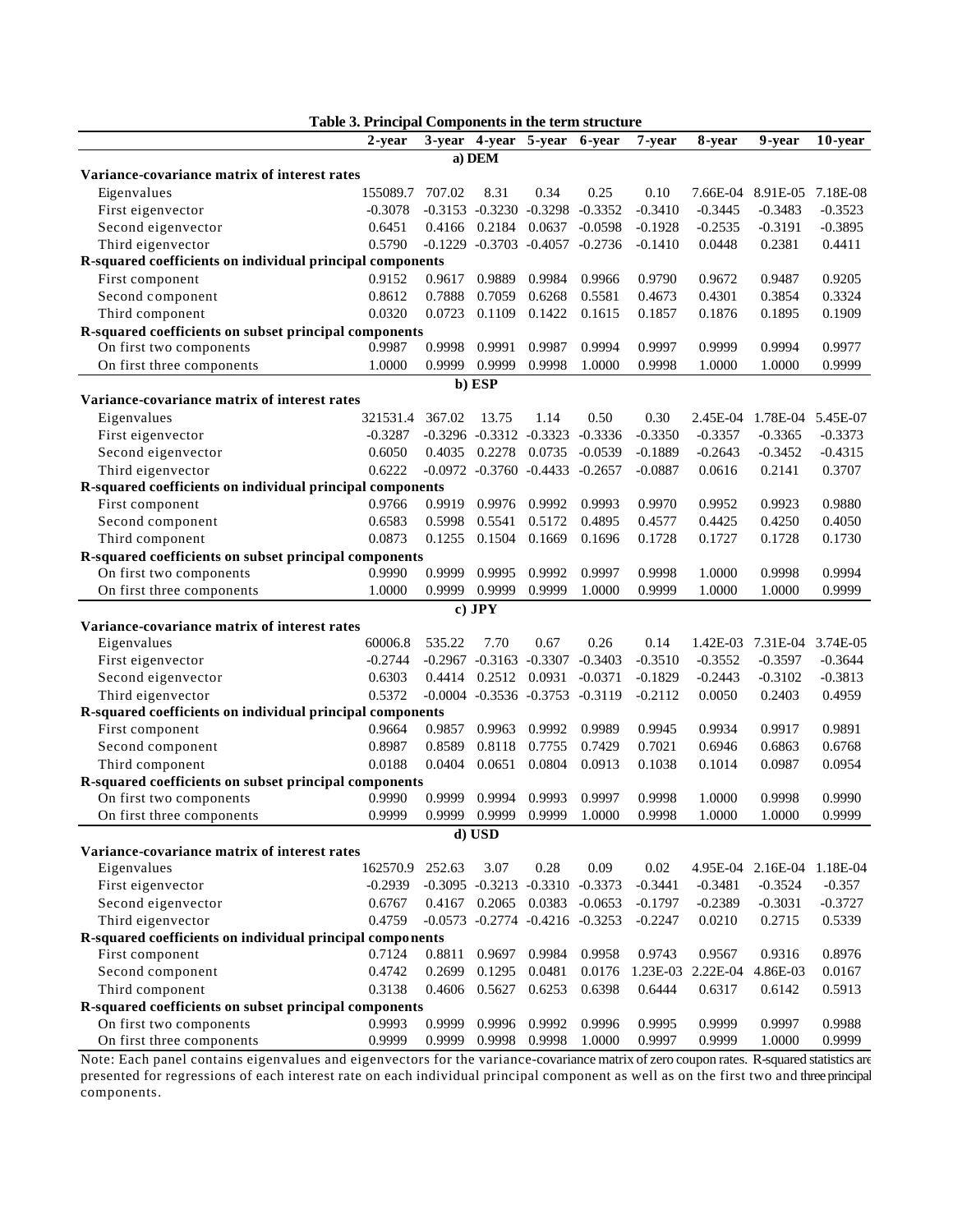**Table 3. Principal Components in the term structure**

| | 2-year | 3-year | 4-year | 5-year | 6-year | 7-year | 8-year | 9-year | 10-year |
|---|---|---|---|---|---|---|---|---|---|
| **a) DEM** | | | | | | | | | |
| **Variance-covariance matrix of interest rates** | | | | | | | | | |
| Eigenvalues | 155089.7 | 707.02 | 8.31 | 0.34 | 0.25 | 0.10 | 7.66E-04 | 8.91E-05 | 7.18E-08 |
| First eigenvector | -0.3078 | -0.3153 | -0.3230 | -0.3298 | -0.3352 | -0.3410 | -0.3445 | -0.3483 | -0.3523 |
| Second eigenvector | 0.6451 | 0.4166 | 0.2184 | 0.0637 | -0.0598 | -0.1928 | -0.2535 | -0.3191 | -0.3895 |
| Third eigenvector | 0.5790 | -0.1229 | -0.3703 | -0.4057 | -0.2736 | -0.1410 | 0.0448 | 0.2381 | 0.4411 |
| **R-squared coefficients on individual principal components** | | | | | | | | | |
| First component | 0.9152 | 0.9617 | 0.9889 | 0.9984 | 0.9966 | 0.9790 | 0.9672 | 0.9487 | 0.9205 |
| Second component | 0.8612 | 0.7888 | 0.7059 | 0.6268 | 0.5581 | 0.4673 | 0.4301 | 0.3854 | 0.3324 |
| Third component | 0.0320 | 0.0723 | 0.1109 | 0.1422 | 0.1615 | 0.1857 | 0.1876 | 0.1895 | 0.1909 |
| **R-squared coefficients on subset principal components** | | | | | | | | | |
| On first two components | 0.9987 | 0.9998 | 0.9991 | 0.9987 | 0.9994 | 0.9997 | 0.9999 | 0.9994 | 0.9977 |
| On first three components | 1.0000 | 0.9999 | 0.9999 | 0.9998 | 1.0000 | 0.9998 | 1.0000 | 1.0000 | 0.9999 |
| **b) ESP** | | | | | | | | | |
| **Variance-covariance matrix of interest rates** | | | | | | | | | |
| Eigenvalues | 321531.4 | 367.02 | 13.75 | 1.14 | 0.50 | 0.30 | 2.45E-04 | 1.78E-04 | 5.45E-07 |
| First eigenvector | -0.3287 | -0.3296 | -0.3312 | -0.3323 | -0.3336 | -0.3350 | -0.3357 | -0.3365 | -0.3373 |
| Second eigenvector | 0.6050 | 0.4035 | 0.2278 | 0.0735 | -0.0539 | -0.1889 | -0.2643 | -0.3452 | -0.4315 |
| Third eigenvector | 0.6222 | -0.0972 | -0.3760 | -0.4433 | -0.2657 | -0.0887 | 0.0616 | 0.2141 | 0.3707 |
| **R-squared coefficients on individual principal components** | | | | | | | | | |
| First component | 0.9766 | 0.9919 | 0.9976 | 0.9992 | 0.9993 | 0.9970 | 0.9952 | 0.9923 | 0.9880 |
| Second component | 0.6583 | 0.5998 | 0.5541 | 0.5172 | 0.4895 | 0.4577 | 0.4425 | 0.4250 | 0.4050 |
| Third component | 0.0873 | 0.1255 | 0.1504 | 0.1669 | 0.1696 | 0.1728 | 0.1727 | 0.1728 | 0.1730 |
| **R-squared coefficients on subset principal components** | | | | | | | | | |
| On first two components | 0.9990 | 0.9999 | 0.9995 | 0.9992 | 0.9997 | 0.9998 | 1.0000 | 0.9998 | 0.9994 |
| On first three components | 1.0000 | 0.9999 | 0.9999 | 0.9999 | 1.0000 | 0.9999 | 1.0000 | 1.0000 | 0.9999 |
| **c) JPY** | | | | | | | | | |
| **Variance-covariance matrix of interest rates** | | | | | | | | | |
| Eigenvalues | 60006.8 | 535.22 | 7.70 | 0.67 | 0.26 | 0.14 | 1.42E-03 | 7.31E-04 | 3.74E-05 |
| First eigenvector | -0.2744 | -0.2967 | -0.3163 | -0.3307 | -0.3403 | -0.3510 | -0.3552 | -0.3597 | -0.3644 |
| Second eigenvector | 0.6303 | 0.4414 | 0.2512 | 0.0931 | -0.0371 | -0.1829 | -0.2443 | -0.3102 | -0.3813 |
| Third eigenvector | 0.5372 | -0.0004 | -0.3536 | -0.3753 | -0.3119 | -0.2112 | 0.0050 | 0.2403 | 0.4959 |
| **R-squared coefficients on individual principal components** | | | | | | | | | |
| First component | 0.9664 | 0.9857 | 0.9963 | 0.9992 | 0.9989 | 0.9945 | 0.9934 | 0.9917 | 0.9891 |
| Second component | 0.8987 | 0.8589 | 0.8118 | 0.7755 | 0.7429 | 0.7021 | 0.6946 | 0.6863 | 0.6768 |
| Third component | 0.0188 | 0.0404 | 0.0651 | 0.0804 | 0.0913 | 0.1038 | 0.1014 | 0.0987 | 0.0954 |
| **R-squared coefficients on subset principal components** | | | | | | | | | |
| On first two components | 0.9990 | 0.9999 | 0.9994 | 0.9993 | 0.9997 | 0.9998 | 1.0000 | 0.9998 | 0.9990 |
| On first three components | 0.9999 | 0.9999 | 0.9999 | 0.9999 | 1.0000 | 0.9998 | 1.0000 | 1.0000 | 0.9999 |
| **d) USD** | | | | | | | | | |
| **Variance-covariance matrix of interest rates** | | | | | | | | | |
| Eigenvalues | 162570.9 | 252.63 | 3.07 | 0.28 | 0.09 | 0.02 | 4.95E-04 | 2.16E-04 | 1.18E-04 |
| First eigenvector | -0.2939 | -0.3095 | -0.3213 | -0.3310 | -0.3373 | -0.3441 | -0.3481 | -0.3524 | -0.357 |
| Second eigenvector | 0.6767 | 0.4167 | 0.2065 | 0.0383 | -0.0653 | -0.1797 | -0.2389 | -0.3031 | -0.3727 |
| Third eigenvector | 0.4759 | -0.0573 | -0.2774 | -0.4216 | -0.3253 | -0.2247 | 0.0210 | 0.2715 | 0.5339 |
| **R-squared coefficients on individual principal components** | | | | | | | | | |
| First component | 0.7124 | 0.8811 | 0.9697 | 0.9984 | 0.9958 | 0.9743 | 0.9567 | 0.9316 | 0.8976 |
| Second component | 0.4742 | 0.2699 | 0.1295 | 0.0481 | 0.0176 | 1.23E-03 | 2.22E-04 | 4.86E-03 | 0.0167 |
| Third component | 0.3138 | 0.4606 | 0.5627 | 0.6253 | 0.6398 | 0.6444 | 0.6317 | 0.6142 | 0.5913 |
| **R-squared coefficients on subset principal components** | | | | | | | | | |
| On first two components | 0.9993 | 0.9999 | 0.9996 | 0.9992 | 0.9996 | 0.9995 | 0.9999 | 0.9997 | 0.9988 |
| On first three components | 0.9999 | 0.9999 | 0.9998 | 0.9998 | 1.0000 | 0.9997 | 0.9999 | 1.0000 | 0.9999 |

Note: Each panel contains eigenvalues and eigenvectors for the variance-covariance matrix of zero coupon rates. R-squared statistics are presented for regressions of each interest rate on each individual principal component as well as on the first two and three principal components.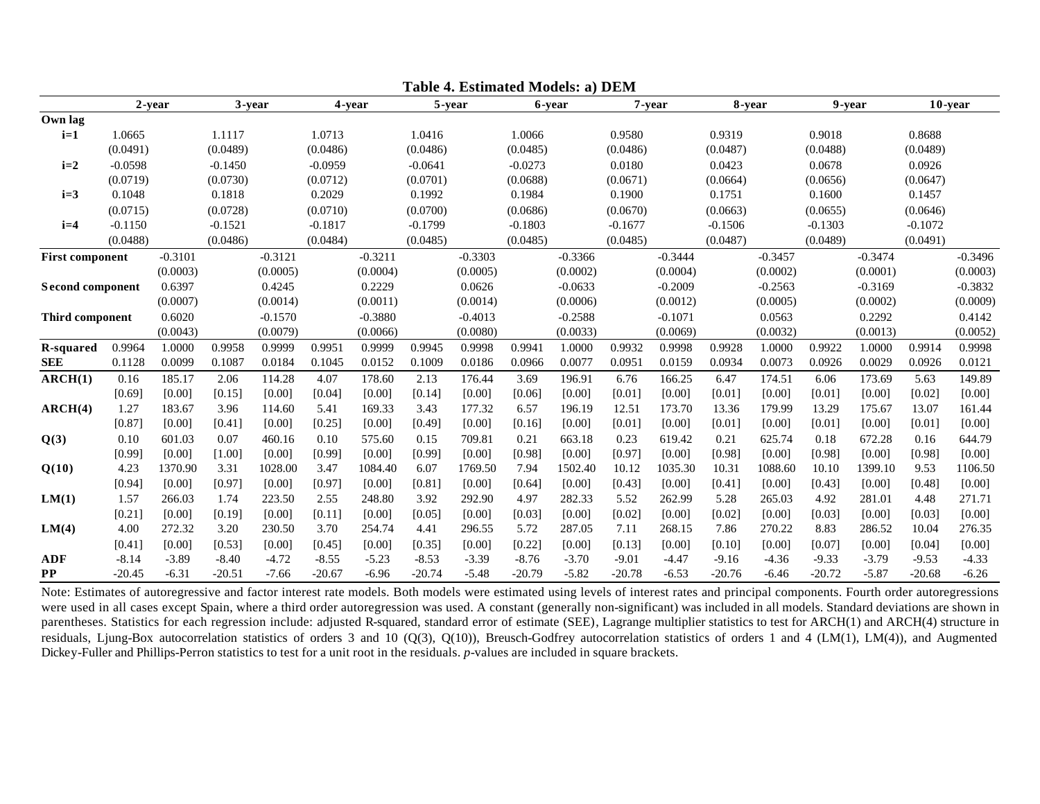**Table 4. Estimated Models: a) DEM**

| | 2-year | | 3-year | | 4-year | | 5-year | | 6-year | | 7-year | | 8-year | | 9-year | | 10-year | |
|---|---|---|---|---|---|---|---|---|---|---|---|---|---|---|---|---|---|---|
| **Own lag** | | | | | | | | | | | | | | | | | | |
| **i=1** | 1.0665 | | 1.1117 | | 1.0713 | | 1.0416 | | 1.0066 | | 0.9580 | | 0.9319 | | 0.9018 | | 0.8688 | |
| | (0.0491) | | (0.0489) | | (0.0486) | | (0.0486) | | (0.0485) | | (0.0486) | | (0.0487) | | (0.0488) | | (0.0489) | |
| **i=2** | -0.0598 | | -0.1450 | | -0.0959 | | -0.0641 | | -0.0273 | | 0.0180 | | 0.0423 | | 0.0678 | | 0.0926 | |
| | (0.0719) | | (0.0730) | | (0.0712) | | (0.0701) | | (0.0688) | | (0.0671) | | (0.0664) | | (0.0656) | | (0.0647) | |
| **i=3** | 0.1048 | | 0.1818 | | 0.2029 | | 0.1992 | | 0.1984 | | 0.1900 | | 0.1751 | | 0.1600 | | 0.1457 | |
| | (0.0715) | | (0.0728) | | (0.0710) | | (0.0700) | | (0.0686) | | (0.0670) | | (0.0663) | | (0.0655) | | (0.0646) | |
| **i=4** | -0.1150 | | -0.1521 | | -0.1817 | | -0.1799 | | -0.1803 | | -0.1677 | | -0.1506 | | -0.1303 | | -0.1072 | |
| | (0.0488) | | (0.0486) | | (0.0484) | | (0.0485) | | (0.0485) | | (0.0485) | | (0.0487) | | (0.0489) | | (0.0491) | |
| **First component** | | -0.3101 | | -0.3121 | | -0.3211 | | -0.3303 | | -0.3366 | | -0.3444 | | -0.3457 | | -0.3474 | | -0.3496 |
| | | (0.0003) | | (0.0005) | | (0.0004) | | (0.0005) | | (0.0002) | | (0.0004) | | (0.0002) | | (0.0001) | | (0.0003) |
| **Second component** | | 0.6397 | | 0.4245 | | 0.2229 | | 0.0626 | | -0.0633 | | -0.2009 | | -0.2563 | | -0.3169 | | -0.3832 |
| | | (0.0007) | | (0.0014) | | (0.0011) | | (0.0014) | | (0.0006) | | (0.0012) | | (0.0005) | | (0.0002) | | (0.0009) |
| **Third component** | | 0.6020 | | -0.1570 | | -0.3880 | | -0.4013 | | -0.2588 | | -0.1071 | | 0.0563 | | 0.2292 | | 0.4142 |
| | | (0.0043) | | (0.0079) | | (0.0066) | | (0.0080) | | (0.0033) | | (0.0069) | | (0.0032) | | (0.0013) | | (0.0052) |
| **R-squared** | 0.9964 | 1.0000 | 0.9958 | 0.9999 | 0.9951 | 0.9999 | 0.9945 | 0.9998 | 0.9941 | 1.0000 | 0.9932 | 0.9998 | 0.9928 | 1.0000 | 0.9922 | 1.0000 | 0.9914 | 0.9998 |
| **SEE** | 0.1128 | 0.0099 | 0.1087 | 0.0184 | 0.1045 | 0.0152 | 0.1009 | 0.0186 | 0.0966 | 0.0077 | 0.0951 | 0.0159 | 0.0934 | 0.0073 | 0.0926 | 0.0029 | 0.0926 | 0.0121 |
| **ARCH(1)** | 0.16 | 185.17 | 2.06 | 114.28 | 4.07 | 178.60 | 2.13 | 176.44 | 3.69 | 196.91 | 6.76 | 166.25 | 6.47 | 174.51 | 6.06 | 173.69 | 5.63 | 149.89 |
| | [0.69] | [0.00] | [0.15] | [0.00] | [0.04] | [0.00] | [0.14] | [0.00] | [0.06] | [0.00] | [0.01] | [0.00] | [0.01] | [0.00] | [0.01] | [0.00] | [0.02] | [0.00] |
| **ARCH(4)** | 1.27 | 183.67 | 3.96 | 114.60 | 5.41 | 169.33 | 3.43 | 177.32 | 6.57 | 196.19 | 12.51 | 173.70 | 13.36 | 179.99 | 13.29 | 175.67 | 13.07 | 161.44 |
| | [0.87] | [0.00] | [0.41] | [0.00] | [0.25] | [0.00] | [0.49] | [0.00] | [0.16] | [0.00] | [0.01] | [0.00] | [0.01] | [0.00] | [0.01] | [0.00] | [0.01] | [0.00] |
| **Q(3)** | 0.10 | 601.03 | 0.07 | 460.16 | 0.10 | 575.60 | 0.15 | 709.81 | 0.21 | 663.18 | 0.23 | 619.42 | 0.21 | 625.74 | 0.18 | 672.28 | 0.16 | 644.79 |
| | [0.99] | [0.00] | [1.00] | [0.00] | [0.99] | [0.00] | [0.99] | [0.00] | [0.98] | [0.00] | [0.97] | [0.00] | [0.98] | [0.00] | [0.98] | [0.00] | [0.98] | [0.00] |
| **Q(10)** | 4.23 | 1370.90 | 3.31 | 1028.00 | 3.47 | 1084.40 | 6.07 | 1769.50 | 7.94 | 1502.40 | 10.12 | 1035.30 | 10.31 | 1088.60 | 10.10 | 1399.10 | 9.53 | 1106.50 |
| | [0.94] | [0.00] | [0.97] | [0.00] | [0.97] | [0.00] | [0.81] | [0.00] | [0.64] | [0.00] | [0.43] | [0.00] | [0.41] | [0.00] | [0.43] | [0.00] | [0.48] | [0.00] |
| **LM(1)** | 1.57 | 266.03 | 1.74 | 223.50 | 2.55 | 248.80 | 3.92 | 292.90 | 4.97 | 282.33 | 5.52 | 262.99 | 5.28 | 265.03 | 4.92 | 281.01 | 4.48 | 271.71 |
| | [0.21] | [0.00] | [0.19] | [0.00] | [0.11] | [0.00] | [0.05] | [0.00] | [0.03] | [0.00] | [0.02] | [0.00] | [0.02] | [0.00] | [0.03] | [0.00] | [0.03] | [0.00] |
| **LM(4)** | 4.00 | 272.32 | 3.20 | 230.50 | 3.70 | 254.74 | 4.41 | 296.55 | 5.72 | 287.05 | 7.11 | 268.15 | 7.86 | 270.22 | 8.83 | 286.52 | 10.04 | 276.35 |
| | [0.41] | [0.00] | [0.53] | [0.00] | [0.45] | [0.00] | [0.35] | [0.00] | [0.22] | [0.00] | [0.13] | [0.00] | [0.10] | [0.00] | [0.07] | [0.00] | [0.04] | [0.00] |
| **ADF** | -8.14 | -3.89 | -8.40 | -4.72 | -8.55 | -5.23 | -8.53 | -3.39 | -8.76 | -3.70 | -9.01 | -4.47 | -9.16 | -4.36 | -9.33 | -3.79 | -9.53 | -4.33 |
| **PP** | -20.45 | -6.31 | -20.51 | -7.66 | -20.67 | -6.96 | -20.74 | -5.48 | -20.79 | -5.82 | -20.78 | -6.53 | -20.76 | -6.46 | -20.72 | -5.87 | -20.68 | -6.26 |

Note: Estimates of autoregressive and factor interest rate models. Both models were estimated using levels of interest rates and principal components. Fourth order autoregressions were used in all cases except Spain, where a third order autoregression was used. A constant (generally non-significant) was included in all models. Standard deviations are shown in parentheses. Statistics for each regression include: adjusted R-squared, standard error of estimate (SEE), Lagrange multiplier statistics to test for ARCH(1) and ARCH(4) structure in residuals, Ljung-Box autocorrelation statistics of orders 3 and 10 (Q(3), Q(10)), Breusch-Godfrey autocorrelation statistics of orders 1 and 4 (LM(1), LM(4)), and Augmented Dickey-Fuller and Phillips-Perron statistics to test for a unit root in the residuals. *p*-values are included in square brackets.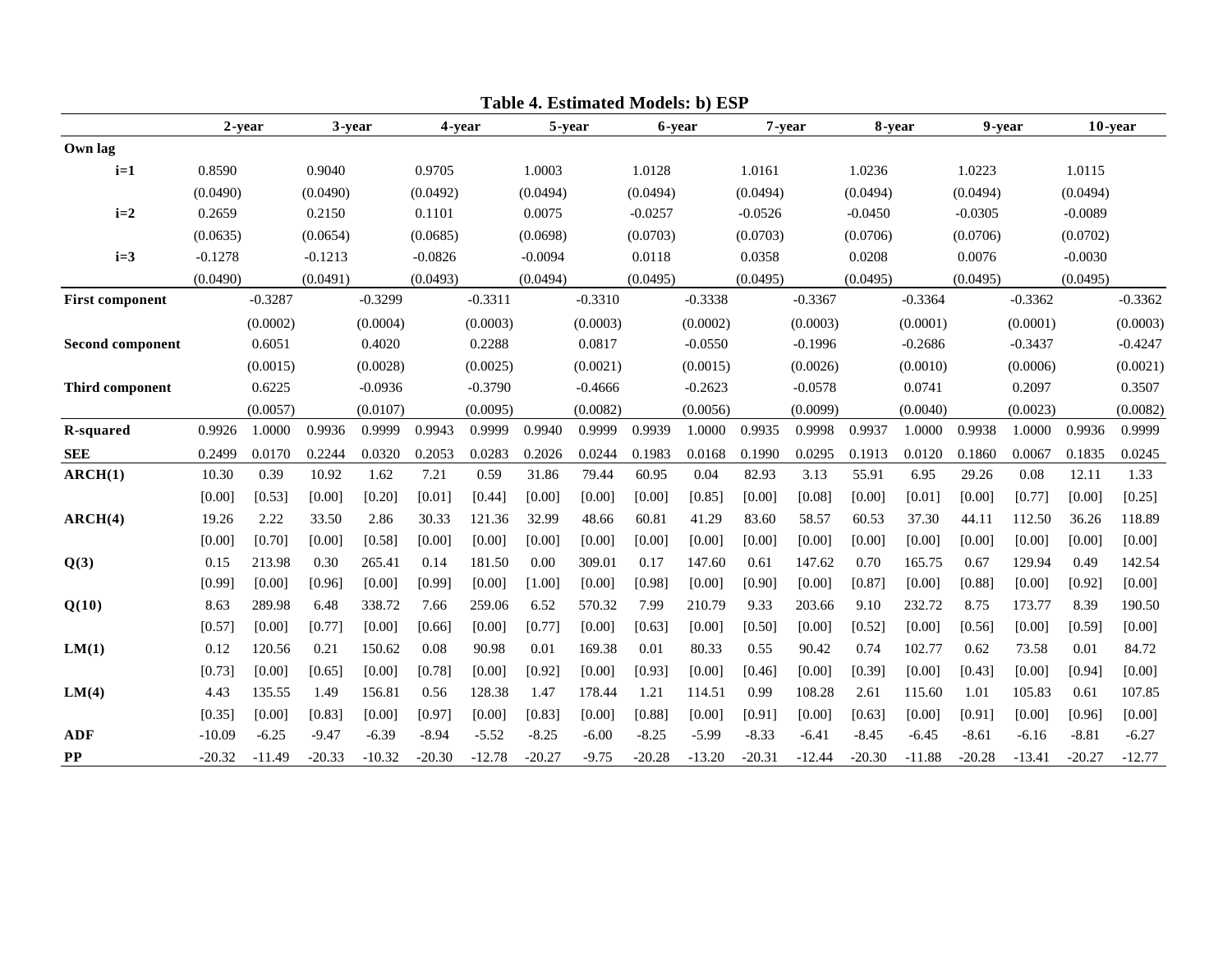**Table 4. Estimated Models: b) ESP**

| | 2-year | | 3-year | | 4-year | | 5-year | | 6-year | | 7-year | | 8-year | | 9-year | | 10-year | |
|---|---|---|---|---|---|---|---|---|---|---|---|---|---|---|---|---|---|---|
| **Own lag** | | | | | | | | | | | | | | | | | | |
| **i=1** | 0.8590 | | 0.9040 | | 0.9705 | | 1.0003 | | 1.0128 | | 1.0161 | | 1.0236 | | 1.0223 | | 1.0115 | |
| | (0.0490) | | (0.0490) | | (0.0492) | | (0.0494) | | (0.0494) | | (0.0494) | | (0.0494) | | (0.0494) | | (0.0494) | |
| **i=2** | 0.2659 | | 0.2150 | | 0.1101 | | 0.0075 | | -0.0257 | | -0.0526 | | -0.0450 | | -0.0305 | | -0.0089 | |
| | (0.0635) | | (0.0654) | | (0.0685) | | (0.0698) | | (0.0703) | | (0.0703) | | (0.0706) | | (0.0706) | | (0.0702) | |
| **i=3** | -0.1278 | | -0.1213 | | -0.0826 | | -0.0094 | | 0.0118 | | 0.0358 | | 0.0208 | | 0.0076 | | -0.0030 | |
| | (0.0490) | | (0.0491) | | (0.0493) | | (0.0494) | | (0.0495) | | (0.0495) | | (0.0495) | | (0.0495) | | (0.0495) | |
| **First component** | | -0.3287 | | -0.3299 | | -0.3311 | | -0.3310 | | -0.3338 | | -0.3367 | | -0.3364 | | -0.3362 | | -0.3362 |
| | | (0.0002) | | (0.0004) | | (0.0003) | | (0.0003) | | (0.0002) | | (0.0003) | | (0.0001) | | (0.0001) | | (0.0003) |
| **Second component** | | 0.6051 | | 0.4020 | | 0.2288 | | 0.0817 | | -0.0550 | | -0.1996 | | -0.2686 | | -0.3437 | | -0.4247 |
| | | (0.0015) | | (0.0028) | | (0.0025) | | (0.0021) | | (0.0015) | | (0.0026) | | (0.0010) | | (0.0006) | | (0.0021) |
| **Third component** | | 0.6225 | | -0.0936 | | -0.3790 | | -0.4666 | | -0.2623 | | -0.0578 | | 0.0741 | | 0.2097 | | 0.3507 |
| | | (0.0057) | | (0.0107) | | (0.0095) | | (0.0082) | | (0.0056) | | (0.0099) | | (0.0040) | | (0.0023) | | (0.0082) |
| **R-squared** | 0.9926 | 1.0000 | 0.9936 | 0.9999 | 0.9943 | 0.9999 | 0.9940 | 0.9999 | 0.9939 | 1.0000 | 0.9935 | 0.9998 | 0.9937 | 1.0000 | 0.9938 | 1.0000 | 0.9936 | 0.9999 |
| **SEE** | 0.2499 | 0.0170 | 0.2244 | 0.0320 | 0.2053 | 0.0283 | 0.2026 | 0.0244 | 0.1983 | 0.0168 | 0.1990 | 0.0295 | 0.1913 | 0.0120 | 0.1860 | 0.0067 | 0.1835 | 0.0245 |
| **ARCH(1)** | 10.30 | 0.39 | 10.92 | 1.62 | 7.21 | 0.59 | 31.86 | 79.44 | 60.95 | 0.04 | 82.93 | 3.13 | 55.91 | 6.95 | 29.26 | 0.08 | 12.11 | 1.33 |
| | [0.00] | [0.53] | [0.00] | [0.20] | [0.01] | [0.44] | [0.00] | [0.00] | [0.00] | [0.85] | [0.00] | [0.08] | [0.00] | [0.01] | [0.00] | [0.77] | [0.00] | [0.25] |
| **ARCH(4)** | 19.26 | 2.22 | 33.50 | 2.86 | 30.33 | 121.36 | 32.99 | 48.66 | 60.81 | 41.29 | 83.60 | 58.57 | 60.53 | 37.30 | 44.11 | 112.50 | 36.26 | 118.89 |
| | [0.00] | [0.70] | [0.00] | [0.58] | [0.00] | [0.00] | [0.00] | [0.00] | [0.00] | [0.00] | [0.00] | [0.00] | [0.00] | [0.00] | [0.00] | [0.00] | [0.00] | [0.00] |
| **Q(3)** | 0.15 | 213.98 | 0.30 | 265.41 | 0.14 | 181.50 | 0.00 | 309.01 | 0.17 | 147.60 | 0.61 | 147.62 | 0.70 | 165.75 | 0.67 | 129.94 | 0.49 | 142.54 |
| | [0.99] | [0.00] | [0.96] | [0.00] | [0.99] | [0.00] | [1.00] | [0.00] | [0.98] | [0.00] | [0.90] | [0.00] | [0.87] | [0.00] | [0.88] | [0.00] | [0.92] | [0.00] |
| **Q(10)** | 8.63 | 289.98 | 6.48 | 338.72 | 7.66 | 259.06 | 6.52 | 570.32 | 7.99 | 210.79 | 9.33 | 203.66 | 9.10 | 232.72 | 8.75 | 173.77 | 8.39 | 190.50 |
| | [0.57] | [0.00] | [0.77] | [0.00] | [0.66] | [0.00] | [0.77] | [0.00] | [0.63] | [0.00] | [0.50] | [0.00] | [0.52] | [0.00] | [0.56] | [0.00] | [0.59] | [0.00] |
| **LM(1)** | 0.12 | 120.56 | 0.21 | 150.62 | 0.08 | 90.98 | 0.01 | 169.38 | 0.01 | 80.33 | 0.55 | 90.42 | 0.74 | 102.77 | 0.62 | 73.58 | 0.01 | 84.72 |
| | [0.73] | [0.00] | [0.65] | [0.00] | [0.78] | [0.00] | [0.92] | [0.00] | [0.93] | [0.00] | [0.46] | [0.00] | [0.39] | [0.00] | [0.43] | [0.00] | [0.94] | [0.00] |
| **LM(4)** | 4.43 | 135.55 | 1.49 | 156.81 | 0.56 | 128.38 | 1.47 | 178.44 | 1.21 | 114.51 | 0.99 | 108.28 | 2.61 | 115.60 | 1.01 | 105.83 | 0.61 | 107.85 |
| | [0.35] | [0.00] | [0.83] | [0.00] | [0.97] | [0.00] | [0.83] | [0.00] | [0.88] | [0.00] | [0.91] | [0.00] | [0.63] | [0.00] | [0.91] | [0.00] | [0.96] | [0.00] |
| **ADF** | -10.09 | -6.25 | -9.47 | -6.39 | -8.94 | -5.52 | -8.25 | -6.00 | -8.25 | -5.99 | -8.33 | -6.41 | -8.45 | -6.45 | -8.61 | -6.16 | -8.81 | -6.27 |
| **PP** | -20.32 | -11.49 | -20.33 | -10.32 | -20.30 | -12.78 | -20.27 | -9.75 | -20.28 | -13.20 | -20.31 | -12.44 | -20.30 | -11.88 | -20.28 | -13.41 | -20.27 | -12.77 |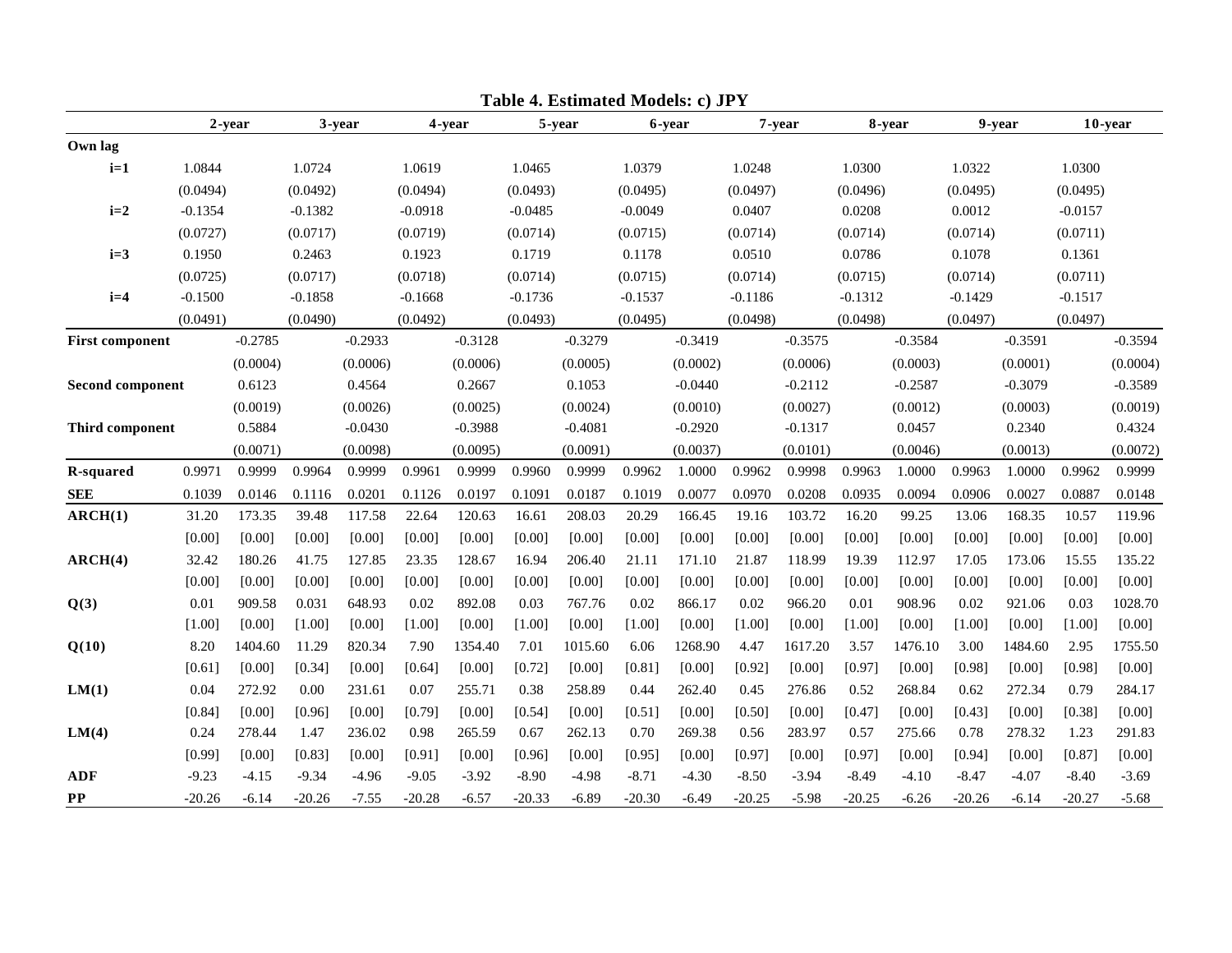**Table 4. Estimated Models: c) JPY**

| | 2-year | | 3-year | | 4-year | | 5-year | | 6-year | | 7-year | | 8-year | | 9-year | | 10-year | |
|---|---|---|---|---|---|---|---|---|---|---|---|---|---|---|---|---|---|---|
| **Own lag** | | | | | | | | | | | | | | | | | | |
| **i=1** | 1.0844 | | 1.0724 | | 1.0619 | | 1.0465 | | 1.0379 | | 1.0248 | | 1.0300 | | 1.0322 | | 1.0300 | |
| | (0.0494) | | (0.0492) | | (0.0494) | | (0.0493) | | (0.0495) | | (0.0497) | | (0.0496) | | (0.0495) | | (0.0495) | |
| **i=2** | -0.1354 | | -0.1382 | | -0.0918 | | -0.0485 | | -0.0049 | | 0.0407 | | 0.0208 | | 0.0012 | | -0.0157 | |
| | (0.0727) | | (0.0717) | | (0.0719) | | (0.0714) | | (0.0715) | | (0.0714) | | (0.0714) | | (0.0714) | | (0.0711) | |
| **i=3** | 0.1950 | | 0.2463 | | 0.1923 | | 0.1719 | | 0.1178 | | 0.0510 | | 0.0786 | | 0.1078 | | 0.1361 | |
| | (0.0725) | | (0.0717) | | (0.0718) | | (0.0714) | | (0.0715) | | (0.0714) | | (0.0715) | | (0.0714) | | (0.0711) | |
| **i=4** | -0.1500 | | -0.1858 | | -0.1668 | | -0.1736 | | -0.1537 | | -0.1186 | | -0.1312 | | -0.1429 | | -0.1517 | |
| | (0.0491) | | (0.0490) | | (0.0492) | | (0.0493) | | (0.0495) | | (0.0498) | | (0.0498) | | (0.0497) | | (0.0497) | |
| **First component** | | -0.2785 | | -0.2933 | | -0.3128 | | -0.3279 | | -0.3419 | | -0.3575 | | -0.3584 | | -0.3591 | | -0.3594 |
| | | (0.0004) | | (0.0006) | | (0.0006) | | (0.0005) | | (0.0002) | | (0.0006) | | (0.0003) | | (0.0001) | | (0.0004) |
| **Second component** | | 0.6123 | | 0.4564 | | 0.2667 | | 0.1053 | | -0.0440 | | -0.2112 | | -0.2587 | | -0.3079 | | -0.3589 |
| | | (0.0019) | | (0.0026) | | (0.0025) | | (0.0024) | | (0.0010) | | (0.0027) | | (0.0012) | | (0.0003) | | (0.0019) |
| **Third component** | | 0.5884 | | -0.0430 | | -0.3988 | | -0.4081 | | -0.2920 | | -0.1317 | | 0.0457 | | 0.2340 | | 0.4324 |
| | | (0.0071) | | (0.0098) | | (0.0095) | | (0.0091) | | (0.0037) | | (0.0101) | | (0.0046) | | (0.0013) | | (0.0072) |
| **R-squared** | 0.9971 | 0.9999 | 0.9964 | 0.9999 | 0.9961 | 0.9999 | 0.9960 | 0.9999 | 0.9962 | 1.0000 | 0.9962 | 0.9998 | 0.9963 | 1.0000 | 0.9963 | 1.0000 | 0.9962 | 0.9999 |
| **SEE** | 0.1039 | 0.0146 | 0.1116 | 0.0201 | 0.1126 | 0.0197 | 0.1091 | 0.0187 | 0.1019 | 0.0077 | 0.0970 | 0.0208 | 0.0935 | 0.0094 | 0.0906 | 0.0027 | 0.0887 | 0.0148 |
| **ARCH(1)** | 31.20 | 173.35 | 39.48 | 117.58 | 22.64 | 120.63 | 16.61 | 208.03 | 20.29 | 166.45 | 19.16 | 103.72 | 16.20 | 99.25 | 13.06 | 168.35 | 10.57 | 119.96 |
| | [0.00] | [0.00] | [0.00] | [0.00] | [0.00] | [0.00] | [0.00] | [0.00] | [0.00] | [0.00] | [0.00] | [0.00] | [0.00] | [0.00] | [0.00] | [0.00] | [0.00] | [0.00] |
| **ARCH(4)** | 32.42 | 180.26 | 41.75 | 127.85 | 23.35 | 128.67 | 16.94 | 206.40 | 21.11 | 171.10 | 21.87 | 118.99 | 19.39 | 112.97 | 17.05 | 173.06 | 15.55 | 135.22 |
| | [0.00] | [0.00] | [0.00] | [0.00] | [0.00] | [0.00] | [0.00] | [0.00] | [0.00] | [0.00] | [0.00] | [0.00] | [0.00] | [0.00] | [0.00] | [0.00] | [0.00] | [0.00] |
| **Q(3)** | 0.01 | 909.58 | 0.031 | 648.93 | 0.02 | 892.08 | 0.03 | 767.76 | 0.02 | 866.17 | 0.02 | 966.20 | 0.01 | 908.96 | 0.02 | 921.06 | 0.03 | 1028.70 |
| | [1.00] | [0.00] | [1.00] | [0.00] | [1.00] | [0.00] | [1.00] | [0.00] | [1.00] | [0.00] | [1.00] | [0.00] | [1.00] | [0.00] | [1.00] | [0.00] | [1.00] | [0.00] |
| **Q(10)** | 8.20 | 1404.60 | 11.29 | 820.34 | 7.90 | 1354.40 | 7.01 | 1015.60 | 6.06 | 1268.90 | 4.47 | 1617.20 | 3.57 | 1476.10 | 3.00 | 1484.60 | 2.95 | 1755.50 |
| | [0.61] | [0.00] | [0.34] | [0.00] | [0.64] | [0.00] | [0.72] | [0.00] | [0.81] | [0.00] | [0.92] | [0.00] | [0.97] | [0.00] | [0.98] | [0.00] | [0.98] | [0.00] |
| **LM(1)** | 0.04 | 272.92 | 0.00 | 231.61 | 0.07 | 255.71 | 0.38 | 258.89 | 0.44 | 262.40 | 0.45 | 276.86 | 0.52 | 268.84 | 0.62 | 272.34 | 0.79 | 284.17 |
| | [0.84] | [0.00] | [0.96] | [0.00] | [0.79] | [0.00] | [0.54] | [0.00] | [0.51] | [0.00] | [0.50] | [0.00] | [0.47] | [0.00] | [0.43] | [0.00] | [0.38] | [0.00] |
| **LM(4)** | 0.24 | 278.44 | 1.47 | 236.02 | 0.98 | 265.59 | 0.67 | 262.13 | 0.70 | 269.38 | 0.56 | 283.97 | 0.57 | 275.66 | 0.78 | 278.32 | 1.23 | 291.83 |
| | [0.99] | [0.00] | [0.83] | [0.00] | [0.91] | [0.00] | [0.96] | [0.00] | [0.95] | [0.00] | [0.97] | [0.00] | [0.97] | [0.00] | [0.94] | [0.00] | [0.87] | [0.00] |
| **ADF** | -9.23 | -4.15 | -9.34 | -4.96 | -9.05 | -3.92 | -8.90 | -4.98 | -8.71 | -4.30 | -8.50 | -3.94 | -8.49 | -4.10 | -8.47 | -4.07 | -8.40 | -3.69 |
| **PP** | -20.26 | -6.14 | -20.26 | -7.55 | -20.28 | -6.57 | -20.33 | -6.89 | -20.30 | -6.49 | -20.25 | -5.98 | -20.25 | -6.26 | -20.26 | -6.14 | -20.27 | -5.68 |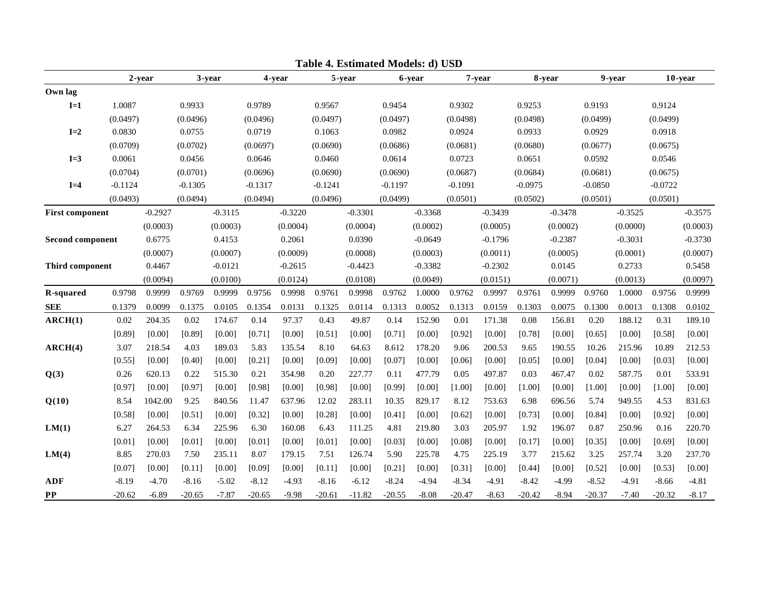**Table 4. Estimated Models: d) USD**

| | 2-year | | 3-year | | 4-year | | 5-year | | 6-year | | 7-year | | 8-year | | 9-year | | 10-year | |
|---|---|---|---|---|---|---|---|---|---|---|---|---|---|---|---|---|---|---|
| **Own lag** | | | | | | | | | | | | | | | | | | |
| **I=1** | 1.0087 | | 0.9933 | | 0.9789 | | 0.9567 | | 0.9454 | | 0.9302 | | 0.9253 | | 0.9193 | | 0.9124 | |
| | (0.0497) | | (0.0496) | | (0.0496) | | (0.0497) | | (0.0497) | | (0.0498) | | (0.0498) | | (0.0499) | | (0.0499) | |
| **I=2** | 0.0830 | | 0.0755 | | 0.0719 | | 0.1063 | | 0.0982 | | 0.0924 | | 0.0933 | | 0.0929 | | 0.0918 | |
| | (0.0709) | | (0.0702) | | (0.0697) | | (0.0690) | | (0.0686) | | (0.0681) | | (0.0680) | | (0.0677) | | (0.0675) | |
| **I=3** | 0.0061 | | 0.0456 | | 0.0646 | | 0.0460 | | 0.0614 | | 0.0723 | | 0.0651 | | 0.0592 | | 0.0546 | |
| | (0.0704) | | (0.0701) | | (0.0696) | | (0.0690) | | (0.0690) | | (0.0687) | | (0.0684) | | (0.0681) | | (0.0675) | |
| **I=4** | -0.1124 | | -0.1305 | | -0.1317 | | -0.1241 | | -0.1197 | | -0.1091 | | -0.0975 | | -0.0850 | | -0.0722 | |
| | (0.0493) | | (0.0494) | | (0.0494) | | (0.0496) | | (0.0499) | | (0.0501) | | (0.0502) | | (0.0501) | | (0.0501) | |
| **First component** | | -0.2927 | | -0.3115 | | -0.3220 | | -0.3301 | | -0.3368 | | -0.3439 | | -0.3478 | | -0.3525 | | -0.3575 |
| | | (0.0003) | | (0.0003) | | (0.0004) | | (0.0004) | | (0.0002) | | (0.0005) | | (0.0002) | | (0.0000) | | (0.0003) |
| **Second component** | | 0.6775 | | 0.4153 | | 0.2061 | | 0.0390 | | -0.0649 | | -0.1796 | | -0.2387 | | -0.3031 | | -0.3730 |
| | | (0.0007) | | (0.0007) | | (0.0009) | | (0.0008) | | (0.0003) | | (0.0011) | | (0.0005) | | (0.0001) | | (0.0007) |
| **Third component** | | 0.4467 | | -0.0121 | | -0.2615 | | -0.4423 | | -0.3382 | | -0.2302 | | 0.0145 | | 0.2733 | | 0.5458 |
| | | (0.0094) | | (0.0100) | | (0.0124) | | (0.0108) | | (0.0049) | | (0.0151) | | (0.0071) | | (0.0013) | | (0.0097) |
| **R-squared** | 0.9798 | 0.9999 | 0.9769 | 0.9999 | 0.9756 | 0.9998 | 0.9761 | 0.9998 | 0.9762 | 1.0000 | 0.9762 | 0.9997 | 0.9761 | 0.9999 | 0.9760 | 1.0000 | 0.9756 | 0.9999 |
| **SEE** | 0.1379 | 0.0099 | 0.1375 | 0.0105 | 0.1354 | 0.0131 | 0.1325 | 0.0114 | 0.1313 | 0.0052 | 0.1313 | 0.0159 | 0.1303 | 0.0075 | 0.1300 | 0.0013 | 0.1308 | 0.0102 |
| **ARCH(1)** | 0.02 | 204.35 | 0.02 | 174.67 | 0.14 | 97.37 | 0.43 | 49.87 | 0.14 | 152.90 | 0.01 | 171.38 | 0.08 | 156.81 | 0.20 | 188.12 | 0.31 | 189.10 |
| | [0.89] | [0.00] | [0.89] | [0.00] | [0.71] | [0.00] | [0.51] | [0.00] | [0.71] | [0.00] | [0.92] | [0.00] | [0.78] | [0.00] | [0.65] | [0.00] | [0.58] | [0.00] |
| **ARCH(4)** | 3.07 | 218.54 | 4.03 | 189.03 | 5.83 | 135.54 | 8.10 | 64.63 | 8.612 | 178.20 | 9.06 | 200.53 | 9.65 | 190.55 | 10.26 | 215.96 | 10.89 | 212.53 |
| | [0.55] | [0.00] | [0.40] | [0.00] | [0.21] | [0.00] | [0.09] | [0.00] | [0.07] | [0.00] | [0.06] | [0.00] | [0.05] | [0.00] | [0.04] | [0.00] | [0.03] | [0.00] |
| **Q(3)** | 0.26 | 620.13 | 0.22 | 515.30 | 0.21 | 354.98 | 0.20 | 227.77 | 0.11 | 477.79 | 0.05 | 497.87 | 0.03 | 467.47 | 0.02 | 587.75 | 0.01 | 533.91 |
| | [0.97] | [0.00] | [0.97] | [0.00] | [0.98] | [0.00] | [0.98] | [0.00] | [0.99] | [0.00] | [1.00] | [0.00] | [1.00] | [0.00] | [1.00] | [0.00] | [1.00] | [0.00] |
| **Q(10)** | 8.54 | 1042.00 | 9.25 | 840.56 | 11.47 | 637.96 | 12.02 | 283.11 | 10.35 | 829.17 | 8.12 | 753.63 | 6.98 | 696.56 | 5.74 | 949.55 | 4.53 | 831.63 |
| | [0.58] | [0.00] | [0.51] | [0.00] | [0.32] | [0.00] | [0.28] | [0.00] | [0.41] | [0.00] | [0.62] | [0.00] | [0.73] | [0.00] | [0.84] | [0.00] | [0.92] | [0.00] |
| **LM(1)** | 6.27 | 264.53 | 6.34 | 225.96 | 6.30 | 160.08 | 6.43 | 111.25 | 4.81 | 219.80 | 3.03 | 205.97 | 1.92 | 196.07 | 0.87 | 250.96 | 0.16 | 220.70 |
| | [0.01] | [0.00] | [0.01] | [0.00] | [0.01] | [0.00] | [0.01] | [0.00] | [0.03] | [0.00] | [0.08] | [0.00] | [0.17] | [0.00] | [0.35] | [0.00] | [0.69] | [0.00] |
| **LM(4)** | 8.85 | 270.03 | 7.50 | 235.11 | 8.07 | 179.15 | 7.51 | 126.74 | 5.90 | 225.78 | 4.75 | 225.19 | 3.77 | 215.62 | 3.25 | 257.74 | 3.20 | 237.70 |
| | [0.07] | [0.00] | [0.11] | [0.00] | [0.09] | [0.00] | [0.11] | [0.00] | [0.21] | [0.00] | [0.31] | [0.00] | [0.44] | [0.00] | [0.52] | [0.00] | [0.53] | [0.00] |
| **ADF** | -8.19 | -4.70 | -8.16 | -5.02 | -8.12 | -4.93 | -8.16 | -6.12 | -8.24 | -4.94 | -8.34 | -4.91 | -8.42 | -4.99 | -8.52 | -4.91 | -8.66 | -4.81 |
| **PP** | -20.62 | -6.89 | -20.65 | -7.87 | -20.65 | -9.98 | -20.61 | -11.82 | -20.55 | -8.08 | -20.47 | -8.63 | -20.42 | -8.94 | -20.37 | -7.40 | -20.32 | -8.17 |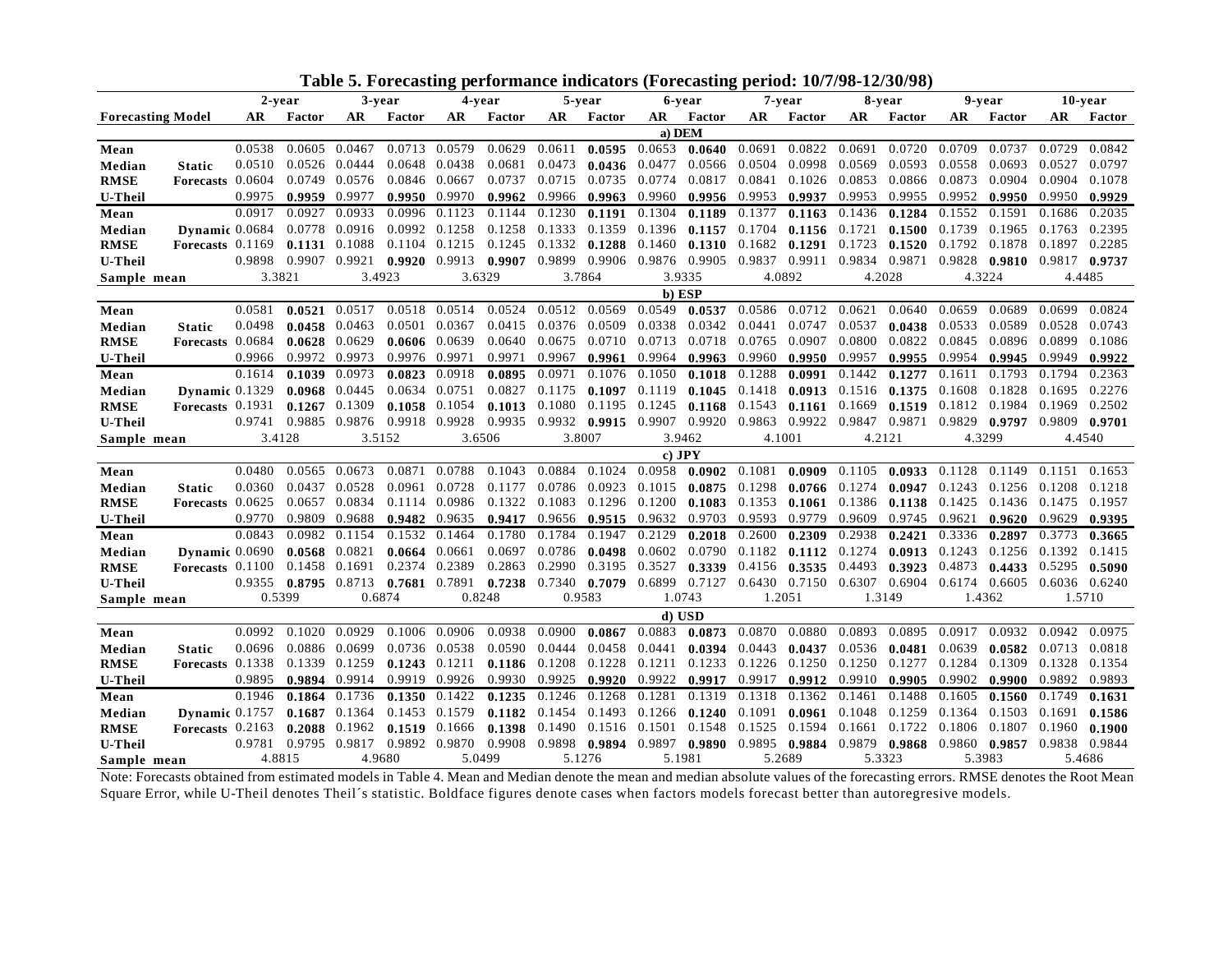**Table 5. Forecasting performance indicators (Forecasting period: 10/7/98-12/30/98)**

| Forecasting Model | | 2-year AR | 2-year Factor | 3-year AR | 3-year Factor | 4-year AR | 4-year Factor | 5-year AR | 5-year Factor | 6-year AR | 6-year Factor | 7-year AR | 7-year Factor | 8-year AR | 8-year Factor | 9-year AR | 9-year Factor | 10-year AR | 10-year Factor |
|---|---|---|---|---|---|---|---|---|---|---|---|---|---|---|---|---|---|---|---|
| **a) DEM** | | | | | | | | | | | | | | | | | | | |
| **Mean** | **Static** | 0.0538 | 0.0605 | 0.0467 | 0.0713 | 0.0579 | 0.0629 | 0.0611 | **0.0595** | 0.0653 | **0.0640** | 0.0691 | 0.0822 | 0.0691 | 0.0720 | 0.0709 | 0.0737 | 0.0729 | 0.0842 |
| **Median** | **Forecasts** | 0.0510 | 0.0526 | 0.0444 | 0.0648 | 0.0438 | 0.0681 | 0.0473 | **0.0436** | 0.0477 | 0.0566 | 0.0504 | 0.0998 | 0.0569 | 0.0593 | 0.0558 | 0.0693 | 0.0527 | 0.0797 |
| **RMSE** | | 0.0604 | 0.0749 | 0.0576 | 0.0846 | 0.0667 | 0.0737 | 0.0715 | 0.0735 | 0.0774 | 0.0817 | 0.0841 | 0.1026 | 0.0853 | 0.0866 | 0.0873 | 0.0904 | 0.0904 | 0.1078 |
| **U-Theil** | | 0.9975 | **0.9959** | 0.9977 | **0.9950** | 0.9970 | **0.9962** | 0.9966 | **0.9963** | 0.9960 | **0.9956** | 0.9953 | **0.9937** | 0.9953 | 0.9955 | 0.9952 | **0.9950** | 0.9950 | **0.9929** |
| **Mean** | **Dynamic** | 0.0917 | 0.0927 | 0.0933 | 0.0996 | 0.1123 | 0.1144 | 0.1230 | **0.1191** | 0.1304 | **0.1189** | 0.1377 | **0.1163** | 0.1436 | **0.1284** | 0.1552 | 0.1591 | 0.1686 | 0.2035 |
| **Median** | **Forecasts** | 0.0684 | 0.0778 | 0.0916 | 0.0992 | 0.1258 | 0.1258 | 0.1333 | 0.1359 | 0.1396 | **0.1157** | 0.1704 | **0.1156** | 0.1721 | **0.1500** | 0.1739 | 0.1965 | 0.1763 | 0.2395 |
| **RMSE** | | 0.1169 | **0.1131** | 0.1088 | 0.1104 | 0.1215 | 0.1245 | 0.1332 | **0.1288** | 0.1460 | **0.1310** | 0.1682 | **0.1291** | 0.1723 | **0.1520** | 0.1792 | 0.1878 | 0.1897 | 0.2285 |
| **U-Theil** | | 0.9898 | 0.9907 | 0.9921 | **0.9920** | 0.9913 | **0.9907** | 0.9899 | 0.9906 | 0.9876 | 0.9905 | 0.9837 | 0.9911 | 0.9834 | 0.9871 | 0.9828 | **0.9810** | 0.9817 | **0.9737** |
| **Sample mean** | | 3.3821 | | 3.4923 | | 3.6329 | | 3.7864 | | 3.9335 | | 4.0892 | | 4.2028 | | 4.3224 | | 4.4485 | |
| **b) ESP** | | | | | | | | | | | | | | | | | | | |
| **Mean** | **Static** | 0.0581 | **0.0521** | 0.0517 | 0.0518 | 0.0514 | 0.0524 | 0.0512 | 0.0569 | 0.0549 | **0.0537** | 0.0586 | 0.0712 | 0.0621 | 0.0640 | 0.0659 | 0.0689 | 0.0699 | 0.0824 |
| **Median** | **Forecasts** | 0.0498 | **0.0458** | 0.0463 | 0.0501 | 0.0367 | 0.0415 | 0.0376 | 0.0509 | 0.0338 | 0.0342 | 0.0441 | 0.0747 | 0.0537 | **0.0438** | 0.0533 | 0.0589 | 0.0528 | 0.0743 |
| **RMSE** | | 0.0684 | **0.0628** | 0.0629 | **0.0606** | 0.0639 | 0.0640 | 0.0675 | 0.0710 | 0.0713 | 0.0718 | 0.0765 | 0.0907 | 0.0800 | 0.0822 | 0.0845 | 0.0896 | 0.0899 | 0.1086 |
| **U-Theil** | | 0.9966 | 0.9972 | 0.9973 | 0.9976 | 0.9971 | 0.9971 | 0.9967 | **0.9961** | 0.9964 | **0.9963** | 0.9960 | **0.9950** | 0.9957 | **0.9955** | 0.9954 | **0.9945** | 0.9949 | **0.9922** |
| **Mean** | **Dynamic** | 0.1614 | **0.1039** | 0.0973 | **0.0823** | 0.0918 | **0.0895** | 0.0971 | 0.1076 | 0.1050 | **0.1018** | 0.1288 | **0.0991** | 0.1442 | **0.1277** | 0.1611 | 0.1793 | 0.1794 | 0.2363 |
| **Median** | **Forecasts** | 0.1329 | **0.0968** | 0.0445 | 0.0634 | 0.0751 | 0.0827 | 0.1175 | **0.1097** | 0.1119 | **0.1045** | 0.1418 | **0.0913** | 0.1516 | **0.1375** | 0.1608 | 0.1828 | 0.1695 | 0.2276 |
| **RMSE** | | 0.1931 | **0.1267** | 0.1309 | **0.1058** | 0.1054 | **0.1013** | 0.1080 | 0.1195 | 0.1245 | **0.1168** | 0.1543 | **0.1161** | 0.1669 | **0.1519** | 0.1812 | 0.1984 | 0.1969 | 0.2502 |
| **U-Theil** | | 0.9741 | 0.9885 | 0.9876 | 0.9918 | 0.9928 | 0.9935 | 0.9932 | **0.9915** | 0.9907 | 0.9920 | 0.9863 | 0.9922 | 0.9847 | 0.9871 | 0.9829 | **0.9797** | 0.9809 | **0.9701** |
| **Sample mean** | | 3.4128 | | 3.5152 | | 3.6506 | | 3.8007 | | 3.9462 | | 4.1001 | | 4.2121 | | 4.3299 | | 4.4540 | |
| **c) JPY** | | | | | | | | | | | | | | | | | | | |
| **Mean** | **Static** | 0.0480 | 0.0565 | 0.0673 | 0.0871 | 0.0788 | 0.1043 | 0.0884 | 0.1024 | 0.0958 | **0.0902** | 0.1081 | **0.0909** | 0.1105 | **0.0933** | 0.1128 | 0.1149 | 0.1151 | 0.1653 |
| **Median** | **Forecasts** | 0.0360 | 0.0437 | 0.0528 | 0.0961 | 0.0728 | 0.1177 | 0.0786 | 0.0923 | 0.1015 | **0.0875** | 0.1298 | **0.0766** | 0.1274 | **0.0947** | 0.1243 | 0.1256 | 0.1208 | 0.1218 |
| **RMSE** | | 0.0625 | 0.0657 | 0.0834 | 0.1114 | 0.0986 | 0.1322 | 0.1083 | 0.1296 | 0.1200 | **0.1083** | 0.1353 | **0.1061** | 0.1386 | **0.1138** | 0.1425 | 0.1436 | 0.1475 | 0.1957 |
| **U-Theil** | | 0.9770 | 0.9809 | 0.9688 | **0.9482** | 0.9635 | **0.9417** | 0.9656 | **0.9515** | 0.9632 | 0.9703 | 0.9593 | 0.9779 | 0.9609 | 0.9745 | 0.9621 | **0.9620** | 0.9629 | **0.9395** |
| **Mean** | **Dynamic** | 0.0843 | 0.0982 | 0.1154 | 0.1532 | 0.1464 | 0.1780 | 0.1784 | 0.1947 | 0.2129 | **0.2018** | 0.2600 | **0.2309** | 0.2938 | **0.2421** | 0.3336 | **0.2897** | 0.3773 | **0.3665** |
| **Median** | **Forecasts** | 0.0690 | **0.0568** | 0.0821 | **0.0664** | 0.0661 | 0.0697 | 0.0786 | **0.0498** | 0.0602 | 0.0790 | 0.1182 | **0.1112** | 0.1274 | **0.0913** | 0.1243 | 0.1256 | 0.1392 | 0.1415 |
| **RMSE** | | 0.1100 | 0.1458 | 0.1691 | 0.2374 | 0.2389 | 0.2863 | 0.2990 | 0.3195 | 0.3527 | **0.3339** | 0.4156 | **0.3535** | 0.4493 | **0.3923** | 0.4873 | **0.4433** | 0.5295 | **0.5090** |
| **U-Theil** | | 0.9355 | **0.8795** | 0.8713 | **0.7681** | 0.7891 | **0.7238** | 0.7340 | **0.7079** | 0.6899 | 0.7127 | 0.6430 | 0.7150 | 0.6307 | 0.6904 | 0.6174 | 0.6605 | 0.6036 | 0.6240 |
| **Sample mean** | | 0.5399 | | 0.6874 | | 0.8248 | | 0.9583 | | 1.0743 | | 1.2051 | | 1.3149 | | 1.4362 | | 1.5710 | |
| **d) USD** | | | | | | | | | | | | | | | | | | | |
| **Mean** | **Static** | 0.0992 | 0.1020 | 0.0929 | 0.1006 | 0.0906 | 0.0938 | 0.0900 | **0.0867** | 0.0883 | **0.0873** | 0.0870 | 0.0880 | 0.0893 | 0.0895 | 0.0917 | 0.0932 | 0.0942 | 0.0975 |
| **Median** | **Forecasts** | 0.0696 | 0.0886 | 0.0699 | 0.0736 | 0.0538 | 0.0590 | 0.0444 | 0.0458 | 0.0441 | **0.0394** | 0.0443 | **0.0437** | 0.0536 | **0.0481** | 0.0639 | **0.0582** | 0.0713 | 0.0818 |
| **RMSE** | | 0.1338 | 0.1339 | 0.1259 | **0.1243** | 0.1211 | **0.1186** | 0.1208 | 0.1228 | 0.1211 | 0.1233 | 0.1226 | 0.1250 | 0.1250 | 0.1277 | 0.1284 | 0.1309 | 0.1328 | 0.1354 |
| **U-Theil** | | 0.9895 | **0.9894** | 0.9914 | 0.9919 | 0.9926 | 0.9930 | 0.9925 | **0.9920** | 0.9922 | **0.9917** | 0.9917 | **0.9912** | 0.9910 | **0.9905** | 0.9902 | **0.9900** | 0.9892 | 0.9893 |
| **Mean** | **Dynamic** | 0.1946 | **0.1864** | 0.1736 | **0.1350** | 0.1422 | **0.1235** | 0.1246 | 0.1268 | 0.1281 | 0.1319 | 0.1318 | 0.1362 | 0.1461 | 0.1488 | 0.1605 | **0.1560** | 0.1749 | **0.1631** |
| **Median** | **Forecasts** | 0.1757 | **0.1687** | 0.1364 | 0.1453 | 0.1579 | **0.1182** | 0.1454 | 0.1493 | 0.1266 | **0.1240** | 0.1091 | **0.0961** | 0.1048 | 0.1259 | 0.1364 | 0.1503 | 0.1691 | **0.1586** |
| **RMSE** | | 0.2163 | **0.2088** | 0.1962 | **0.1519** | 0.1666 | **0.1398** | 0.1490 | 0.1516 | 0.1501 | 0.1548 | 0.1525 | 0.1594 | 0.1661 | 0.1722 | 0.1806 | 0.1807 | 0.1960 | **0.1900** |
| **U-Theil** | | 0.9781 | 0.9795 | 0.9817 | 0.9892 | 0.9870 | 0.9908 | 0.9898 | **0.9894** | 0.9897 | **0.9890** | 0.9895 | **0.9884** | 0.9879 | **0.9868** | 0.9860 | **0.9857** | 0.9838 | 0.9844 |
| **Sample mean** | | 4.8815 | | 4.9680 | | 5.0499 | | 5.1276 | | 5.1981 | | 5.2689 | | 5.3323 | | 5.3983 | | 5.4686 | |

Note: Forecasts obtained from estimated models in Table 4. Mean and Median denote the mean and median absolute values of the forecasting errors. RMSE denotes the Root Mean Square Error, while U-Theil denotes Theil´s statistic. Boldface figures denote cases when factors models forecast better than autoregresive models.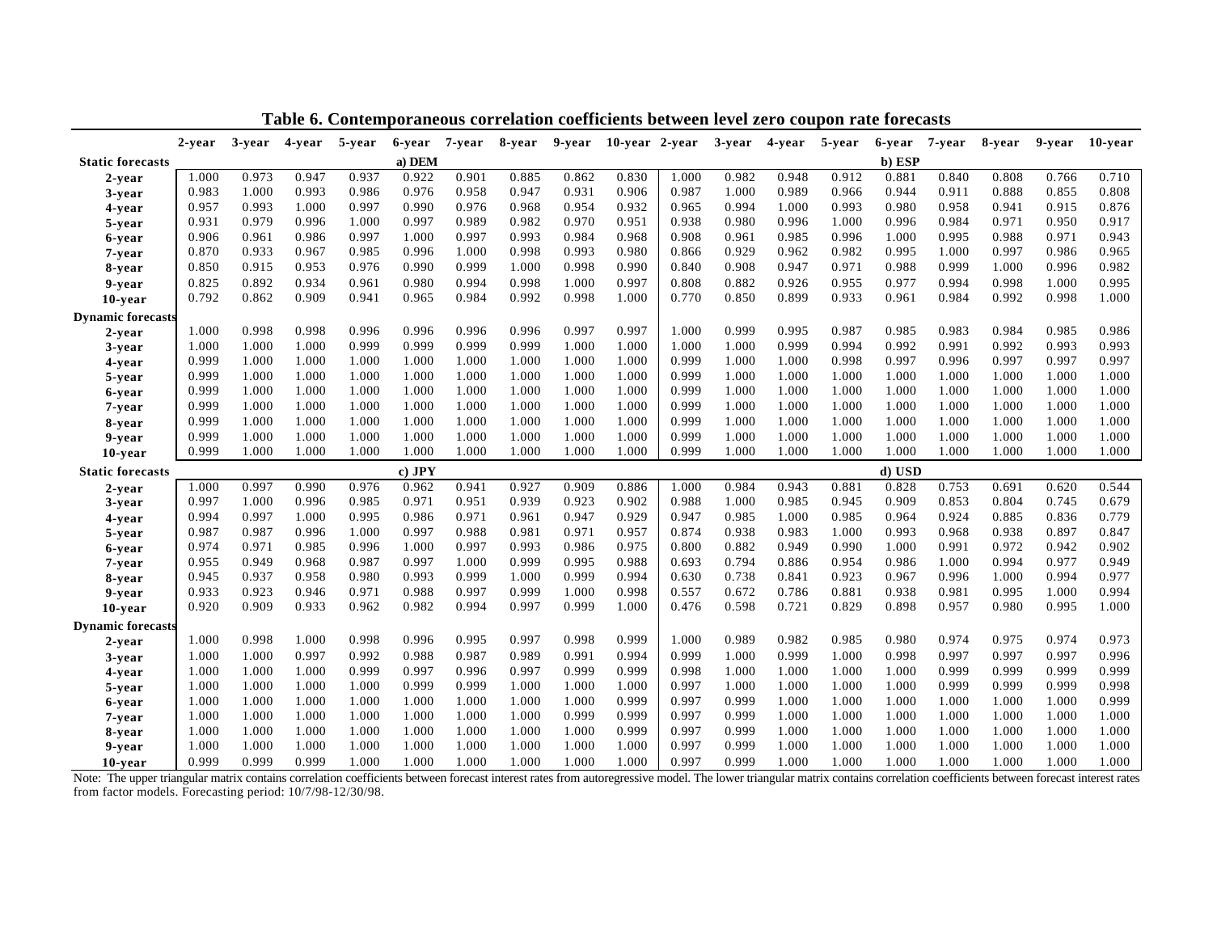**Table 6. Contemporaneous correlation coefficients between level zero coupon rate forecasts**

| | 2-year | 3-year | 4-year | 5-year | 6-year | 7-year | 8-year | 9-year | 10-year | 2-year | 3-year | 4-year | 5-year | 6-year | 7-year | 8-year | 9-year | 10-year |
|---|---|---|---|---|---|---|---|---|---|---|---|---|---|---|---|---|---|---|
| **Static forecasts** | | | | | a) DEM | | | | | | | | | b) ESP | | | | |
| 2-year | 1.000 | 0.973 | 0.947 | 0.937 | 0.922 | 0.901 | 0.885 | 0.862 | 0.830 | 1.000 | 0.982 | 0.948 | 0.912 | 0.881 | 0.840 | 0.808 | 0.766 | 0.710 |
| 3-year | 0.983 | 1.000 | 0.993 | 0.986 | 0.976 | 0.958 | 0.947 | 0.931 | 0.906 | 0.987 | 1.000 | 0.989 | 0.966 | 0.944 | 0.911 | 0.888 | 0.855 | 0.808 |
| 4-year | 0.957 | 0.993 | 1.000 | 0.997 | 0.990 | 0.976 | 0.968 | 0.954 | 0.932 | 0.965 | 0.994 | 1.000 | 0.993 | 0.980 | 0.958 | 0.941 | 0.915 | 0.876 |
| 5-year | 0.931 | 0.979 | 0.996 | 1.000 | 0.997 | 0.989 | 0.982 | 0.970 | 0.951 | 0.938 | 0.980 | 0.996 | 1.000 | 0.996 | 0.984 | 0.971 | 0.950 | 0.917 |
| 6-year | 0.906 | 0.961 | 0.986 | 0.997 | 1.000 | 0.997 | 0.993 | 0.984 | 0.968 | 0.908 | 0.961 | 0.985 | 0.996 | 1.000 | 0.995 | 0.988 | 0.971 | 0.943 |
| 7-year | 0.870 | 0.933 | 0.967 | 0.985 | 0.996 | 1.000 | 0.998 | 0.993 | 0.980 | 0.866 | 0.929 | 0.962 | 0.982 | 0.995 | 1.000 | 0.997 | 0.986 | 0.965 |
| 8-year | 0.850 | 0.915 | 0.953 | 0.976 | 0.990 | 0.999 | 1.000 | 0.998 | 0.990 | 0.840 | 0.908 | 0.947 | 0.971 | 0.988 | 0.999 | 1.000 | 0.996 | 0.982 |
| 9-year | 0.825 | 0.892 | 0.934 | 0.961 | 0.980 | 0.994 | 0.998 | 1.000 | 0.997 | 0.808 | 0.882 | 0.926 | 0.955 | 0.977 | 0.994 | 0.998 | 1.000 | 0.995 |
| 10-year | 0.792 | 0.862 | 0.909 | 0.941 | 0.965 | 0.984 | 0.992 | 0.998 | 1.000 | 0.770 | 0.850 | 0.899 | 0.933 | 0.961 | 0.984 | 0.992 | 0.998 | 1.000 |
| **Dynamic forecasts** | | | | | | | | | | | | | | | | | | |
| 2-year | 1.000 | 0.998 | 0.998 | 0.996 | 0.996 | 0.996 | 0.996 | 0.997 | 0.997 | 1.000 | 0.999 | 0.995 | 0.987 | 0.985 | 0.983 | 0.984 | 0.985 | 0.986 |
| 3-year | 1.000 | 1.000 | 1.000 | 0.999 | 0.999 | 0.999 | 0.999 | 1.000 | 1.000 | 1.000 | 1.000 | 0.999 | 0.994 | 0.992 | 0.991 | 0.992 | 0.993 | 0.993 |
| 4-year | 0.999 | 1.000 | 1.000 | 1.000 | 1.000 | 1.000 | 1.000 | 1.000 | 1.000 | 0.999 | 1.000 | 1.000 | 0.998 | 0.997 | 0.996 | 0.997 | 0.997 | 0.997 |
| 5-year | 0.999 | 1.000 | 1.000 | 1.000 | 1.000 | 1.000 | 1.000 | 1.000 | 1.000 | 0.999 | 1.000 | 1.000 | 1.000 | 1.000 | 1.000 | 1.000 | 1.000 | 1.000 |
| 6-year | 0.999 | 1.000 | 1.000 | 1.000 | 1.000 | 1.000 | 1.000 | 1.000 | 1.000 | 0.999 | 1.000 | 1.000 | 1.000 | 1.000 | 1.000 | 1.000 | 1.000 | 1.000 |
| 7-year | 0.999 | 1.000 | 1.000 | 1.000 | 1.000 | 1.000 | 1.000 | 1.000 | 1.000 | 0.999 | 1.000 | 1.000 | 1.000 | 1.000 | 1.000 | 1.000 | 1.000 | 1.000 |
| 8-year | 0.999 | 1.000 | 1.000 | 1.000 | 1.000 | 1.000 | 1.000 | 1.000 | 1.000 | 0.999 | 1.000 | 1.000 | 1.000 | 1.000 | 1.000 | 1.000 | 1.000 | 1.000 |
| 9-year | 0.999 | 1.000 | 1.000 | 1.000 | 1.000 | 1.000 | 1.000 | 1.000 | 1.000 | 0.999 | 1.000 | 1.000 | 1.000 | 1.000 | 1.000 | 1.000 | 1.000 | 1.000 |
| 10-year | 0.999 | 1.000 | 1.000 | 1.000 | 1.000 | 1.000 | 1.000 | 1.000 | 1.000 | 0.999 | 1.000 | 1.000 | 1.000 | 1.000 | 1.000 | 1.000 | 1.000 | 1.000 |
| **Static forecasts** | | | | | c) JPY | | | | | | | | | d) USD | | | | |
| 2-year | 1.000 | 0.997 | 0.990 | 0.976 | 0.962 | 0.941 | 0.927 | 0.909 | 0.886 | 1.000 | 0.984 | 0.943 | 0.881 | 0.828 | 0.753 | 0.691 | 0.620 | 0.544 |
| 3-year | 0.997 | 1.000 | 0.996 | 0.985 | 0.971 | 0.951 | 0.939 | 0.923 | 0.902 | 0.988 | 1.000 | 0.985 | 0.945 | 0.909 | 0.853 | 0.804 | 0.745 | 0.679 |
| 4-year | 0.994 | 0.997 | 1.000 | 0.995 | 0.986 | 0.971 | 0.961 | 0.947 | 0.929 | 0.947 | 0.985 | 1.000 | 0.985 | 0.964 | 0.924 | 0.885 | 0.836 | 0.779 |
| 5-year | 0.987 | 0.987 | 0.996 | 1.000 | 0.997 | 0.988 | 0.981 | 0.971 | 0.957 | 0.874 | 0.938 | 0.983 | 1.000 | 0.993 | 0.968 | 0.938 | 0.897 | 0.847 |
| 6-year | 0.974 | 0.971 | 0.985 | 0.996 | 1.000 | 0.997 | 0.993 | 0.986 | 0.975 | 0.800 | 0.882 | 0.949 | 0.990 | 1.000 | 0.991 | 0.972 | 0.942 | 0.902 |
| 7-year | 0.955 | 0.949 | 0.968 | 0.987 | 0.997 | 1.000 | 0.999 | 0.995 | 0.988 | 0.693 | 0.794 | 0.886 | 0.954 | 0.986 | 1.000 | 0.994 | 0.977 | 0.949 |
| 8-year | 0.945 | 0.937 | 0.958 | 0.980 | 0.993 | 0.999 | 1.000 | 0.999 | 0.994 | 0.630 | 0.738 | 0.841 | 0.923 | 0.967 | 0.996 | 1.000 | 0.994 | 0.977 |
| 9-year | 0.933 | 0.923 | 0.946 | 0.971 | 0.988 | 0.997 | 0.999 | 1.000 | 0.998 | 0.557 | 0.672 | 0.786 | 0.881 | 0.938 | 0.981 | 0.995 | 1.000 | 0.994 |
| 10-year | 0.920 | 0.909 | 0.933 | 0.962 | 0.982 | 0.994 | 0.997 | 0.999 | 1.000 | 0.476 | 0.598 | 0.721 | 0.829 | 0.898 | 0.957 | 0.980 | 0.995 | 1.000 |
| **Dynamic forecasts** | | | | | | | | | | | | | | | | | | |
| 2-year | 1.000 | 0.998 | 1.000 | 0.998 | 0.996 | 0.995 | 0.997 | 0.998 | 0.999 | 1.000 | 0.989 | 0.982 | 0.985 | 0.980 | 0.974 | 0.975 | 0.974 | 0.973 |
| 3-year | 1.000 | 1.000 | 0.997 | 0.992 | 0.988 | 0.987 | 0.989 | 0.991 | 0.994 | 0.999 | 1.000 | 0.999 | 1.000 | 0.998 | 0.997 | 0.997 | 0.997 | 0.996 |
| 4-year | 1.000 | 1.000 | 1.000 | 0.999 | 0.997 | 0.996 | 0.997 | 0.999 | 0.999 | 0.998 | 1.000 | 1.000 | 1.000 | 1.000 | 0.999 | 0.999 | 0.999 | 0.999 |
| 5-year | 1.000 | 1.000 | 1.000 | 1.000 | 0.999 | 0.999 | 1.000 | 1.000 | 1.000 | 0.997 | 1.000 | 1.000 | 1.000 | 1.000 | 0.999 | 0.999 | 0.999 | 0.998 |
| 6-year | 1.000 | 1.000 | 1.000 | 1.000 | 1.000 | 1.000 | 1.000 | 1.000 | 0.999 | 0.997 | 0.999 | 1.000 | 1.000 | 1.000 | 1.000 | 1.000 | 1.000 | 0.999 |
| 7-year | 1.000 | 1.000 | 1.000 | 1.000 | 1.000 | 1.000 | 1.000 | 0.999 | 0.999 | 0.997 | 0.999 | 1.000 | 1.000 | 1.000 | 1.000 | 1.000 | 1.000 | 1.000 |
| 8-year | 1.000 | 1.000 | 1.000 | 1.000 | 1.000 | 1.000 | 1.000 | 1.000 | 0.999 | 0.997 | 0.999 | 1.000 | 1.000 | 1.000 | 1.000 | 1.000 | 1.000 | 1.000 |
| 9-year | 1.000 | 1.000 | 1.000 | 1.000 | 1.000 | 1.000 | 1.000 | 1.000 | 1.000 | 0.997 | 0.999 | 1.000 | 1.000 | 1.000 | 1.000 | 1.000 | 1.000 | 1.000 |
| 10-year | 0.999 | 0.999 | 0.999 | 1.000 | 1.000 | 1.000 | 1.000 | 1.000 | 1.000 | 0.997 | 0.999 | 1.000 | 1.000 | 1.000 | 1.000 | 1.000 | 1.000 | 1.000 |

Note: The upper triangular matrix contains correlation coefficients between forecast interest rates from autoregressive model. The lower triangular matrix contains correlation coefficients between forecast interest rates from factor models. Forecasting period: 10/7/98-12/30/98.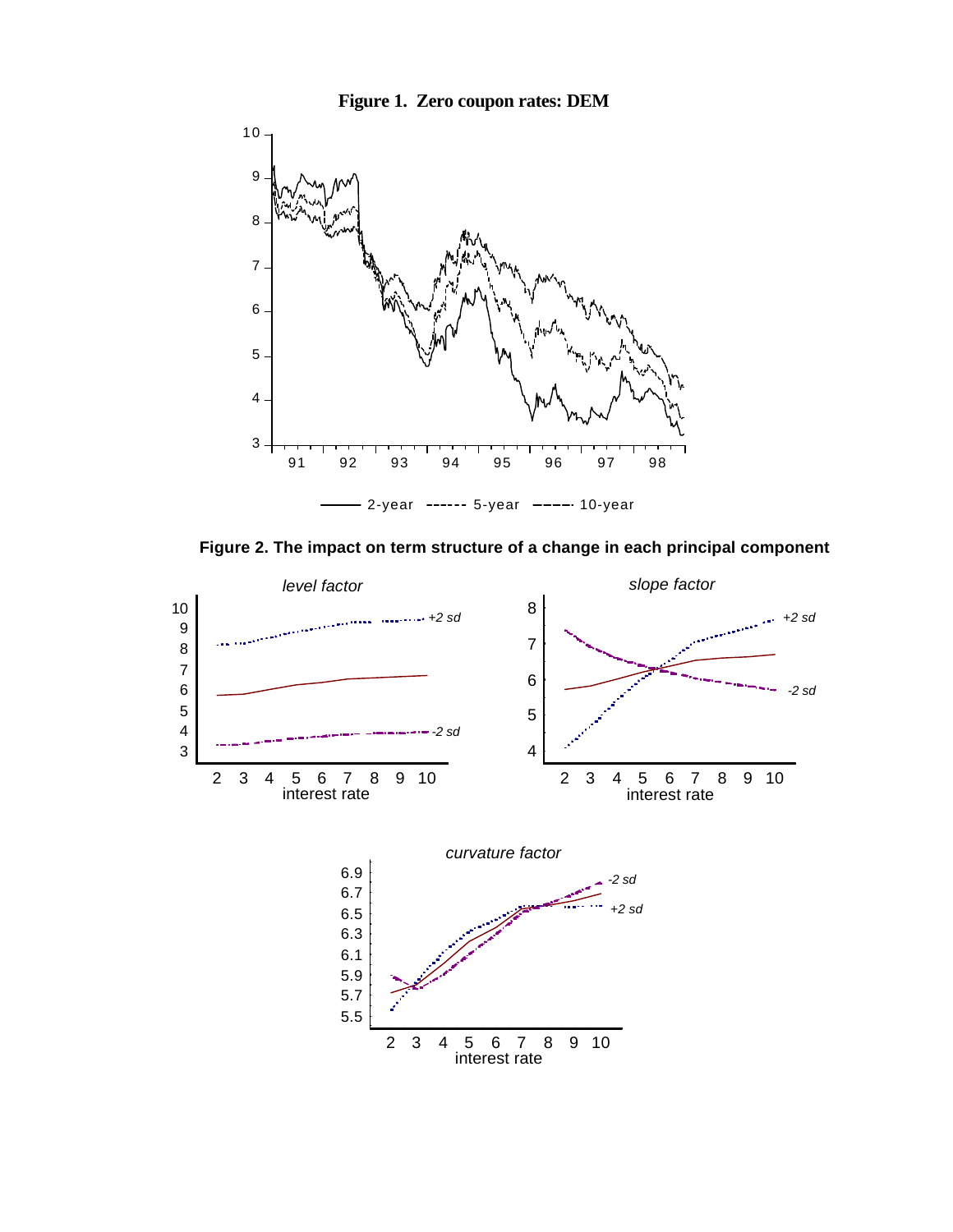**Figure 1. Zero coupon rates: DEM**

10
9
8
7
6
5
4
3

91 92 93 94 95 96 97 98

2-year 5-year 10-year

**Figure 2. The impact on term structure of a change in each principal component**

*level factor*

10
9
8
7
6
5
4
3

*+2 sd*

*-2 sd*

2 3 4 5 6 7 8 9 10
interest rate

*slope factor*

8
7
6
5
4

*+2 sd*

*-2 sd*

2 3 4 5 6 7 8 9 10
interest rate

*curvature factor*

6.9
6.7
6.5
6.3
6.1
5.9
5.7
5.5

*-2 sd*

*+2 sd*

2 3 4 5 6 7 8 9 10
interest rate